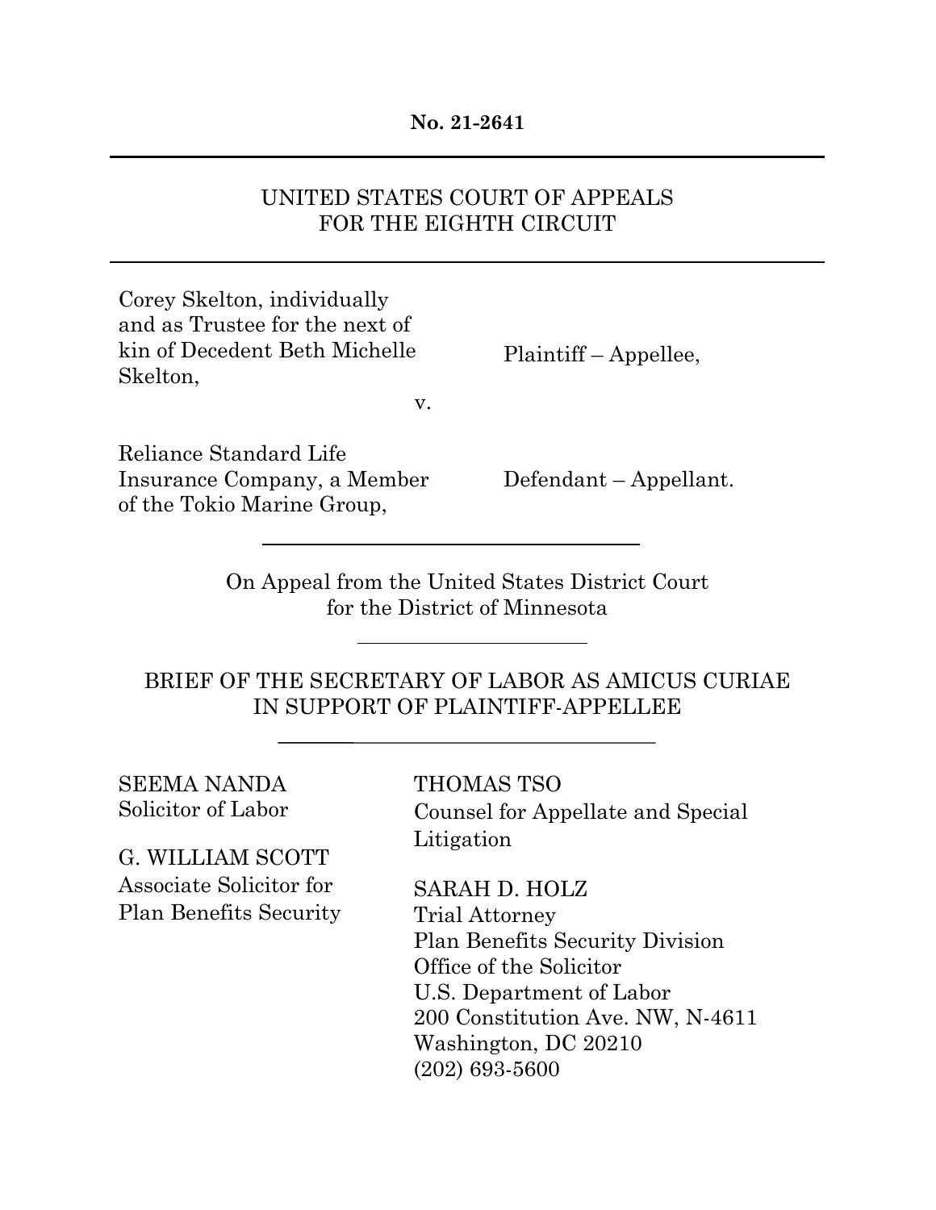**No. 21-2641**

---

UNITED STATES COURT OF APPEALS
FOR THE EIGHTH CIRCUIT

---

Corey Skelton, individually and as Trustee for the next of kin of Decedent Beth Michelle Skelton,

Plaintiff – Appellee,

v.

Reliance Standard Life Insurance Company, a Member of the Tokio Marine Group,

Defendant – Appellant.

---

On Appeal from the United States District Court
for the District of Minnesota

---

BRIEF OF THE SECRETARY OF LABOR AS AMICUS CURIAE
IN SUPPORT OF PLAINTIFF-APPELLEE

---

SEEMA NANDA
Solicitor of Labor

G. WILLIAM SCOTT
Associate Solicitor for
Plan Benefits Security

THOMAS TSO
Counsel for Appellate and Special Litigation

SARAH D. HOLZ
Trial Attorney
Plan Benefits Security Division
Office of the Solicitor
U.S. Department of Labor
200 Constitution Ave. NW, N-4611
Washington, DC 20210
(202) 693-5600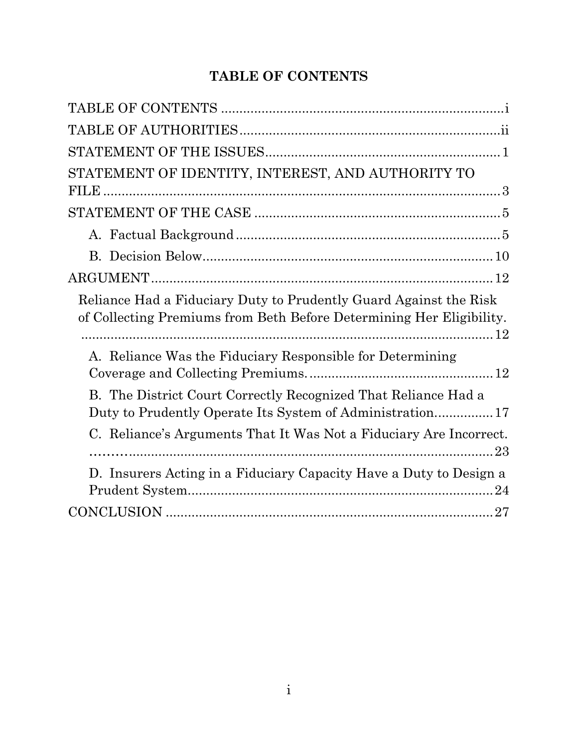# TABLE OF CONTENTS

TABLE OF CONTENTS ........................................................................... i

TABLE OF AUTHORITIES ..................................................................... ii

STATEMENT OF THE ISSUES ............................................................. 1

STATEMENT OF IDENTITY, INTEREST, AND AUTHORITY TO FILE ................................................................................................ 3

STATEMENT OF THE CASE ................................................................ 5

- A. Factual Background ...................................................................... 5
- B. Decision Below ............................................................................. 10

ARGUMENT ........................................................................................... 12

Reliance Had a Fiduciary Duty to Prudently Guard Against the Risk of Collecting Premiums from Beth Before Determining Her Eligibility. ............................................................................................................ 12

- A. Reliance Was the Fiduciary Responsible for Determining Coverage and Collecting Premiums. ................................................ 12
- B. The District Court Correctly Recognized That Reliance Had a Duty to Prudently Operate Its System of Administration ................ 17
- C. Reliance's Arguments That It Was Not a Fiduciary Are Incorrect. ......................................................................................................... 23
- D. Insurers Acting in a Fiduciary Capacity Have a Duty to Design a Prudent System .................................................................................. 24

CONCLUSION ....................................................................................... 27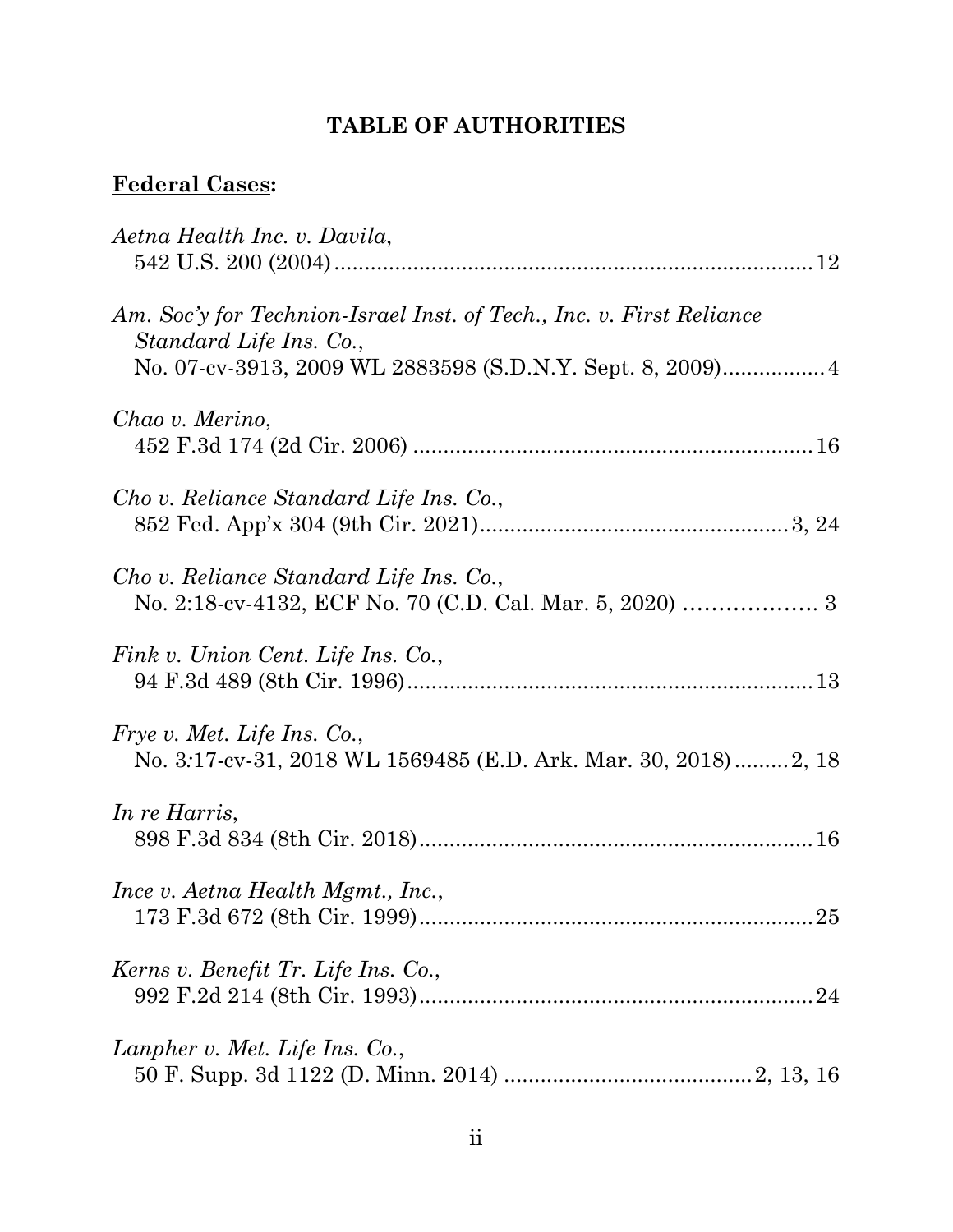# TABLE OF AUTHORITIES

**Federal Cases:**

*Aetna Health Inc. v. Davila*,
542 U.S. 200 (2004) ............................................................ 12

*Am. Soc'y for Technion-Israel Inst. of Tech., Inc. v. First Reliance Standard Life Ins. Co.*,
No. 07-cv-3913, 2009 WL 2883598 (S.D.N.Y. Sept. 8, 2009)................ 4

*Chao v. Merino*,
452 F.3d 174 (2d Cir. 2006) ................................................................ 16

*Cho v. Reliance Standard Life Ins. Co.*,
852 Fed. App'x 304 (9th Cir. 2021).................................................. 3, 24

*Cho v. Reliance Standard Life Ins. Co.*,
No. 2:18-cv-4132, ECF No. 70 (C.D. Cal. Mar. 5, 2020) .................. 3

*Fink v. Union Cent. Life Ins. Co.*,
94 F.3d 489 (8th Cir. 1996).................................................................. 13

*Frye v. Met. Life Ins. Co.*,
No. 3:17-cv-31, 2018 WL 1569485 (E.D. Ark. Mar. 30, 2018).........2, 18

*In re Harris*,
898 F.3d 834 (8th Cir. 2018)................................................................ 16

*Ince v. Aetna Health Mgmt., Inc.*,
173 F.3d 672 (8th Cir. 1999)................................................................ 25

*Kerns v. Benefit Tr. Life Ins. Co.*,
992 F.2d 214 (8th Cir. 1993)................................................................ 24

*Lanpher v. Met. Life Ins. Co.*,
50 F. Supp. 3d 1122 (D. Minn. 2014) ........................................ 2, 13, 16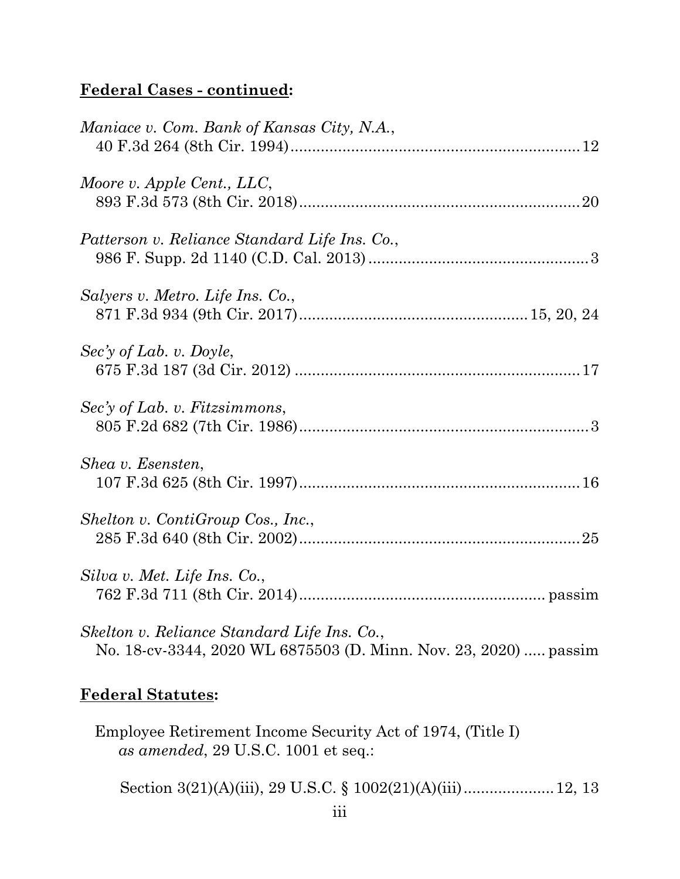**<u>Federal Cases - continued</u>:**

*Maniace v. Com. Bank of Kansas City, N.A.*,
40 F.3d 264 (8th Cir. 1994) .................................................................. 12

*Moore v. Apple Cent., LLC*,
893 F.3d 573 (8th Cir. 2018) .................................................................. 20

*Patterson v. Reliance Standard Life Ins. Co.*,
986 F. Supp. 2d 1140 (C.D. Cal. 2013) ................................................... 3

*Salyers v. Metro. Life Ins. Co.*,
871 F.3d 934 (9th Cir. 2017) .................................................... 15, 20, 24

*Sec'y of Lab. v. Doyle*,
675 F.3d 187 (3d Cir. 2012) .................................................................. 17

*Sec'y of Lab. v. Fitzsimmons*,
805 F.2d 682 (7th Cir. 1986) .................................................................. 3

*Shea v. Esensten*,
107 F.3d 625 (8th Cir. 1997) .................................................................. 16

*Shelton v. ContiGroup Cos., Inc.*,
285 F.3d 640 (8th Cir. 2002) .................................................................. 25

*Silva v. Met. Life Ins. Co.*,
762 F.3d 711 (8th Cir. 2014) ........................................................ passim

*Skelton v. Reliance Standard Life Ins. Co.*,
No. 18-cv-3344, 2020 WL 6875503 (D. Minn. Nov. 23, 2020) ..... passim

**<u>Federal Statutes</u>:**

Employee Retirement Income Security Act of 1974, (Title I)
*as amended*, 29 U.S.C. 1001 et seq.:

Section 3(21)(A)(iii), 29 U.S.C. § 1002(21)(A)(iii) .................... 12, 13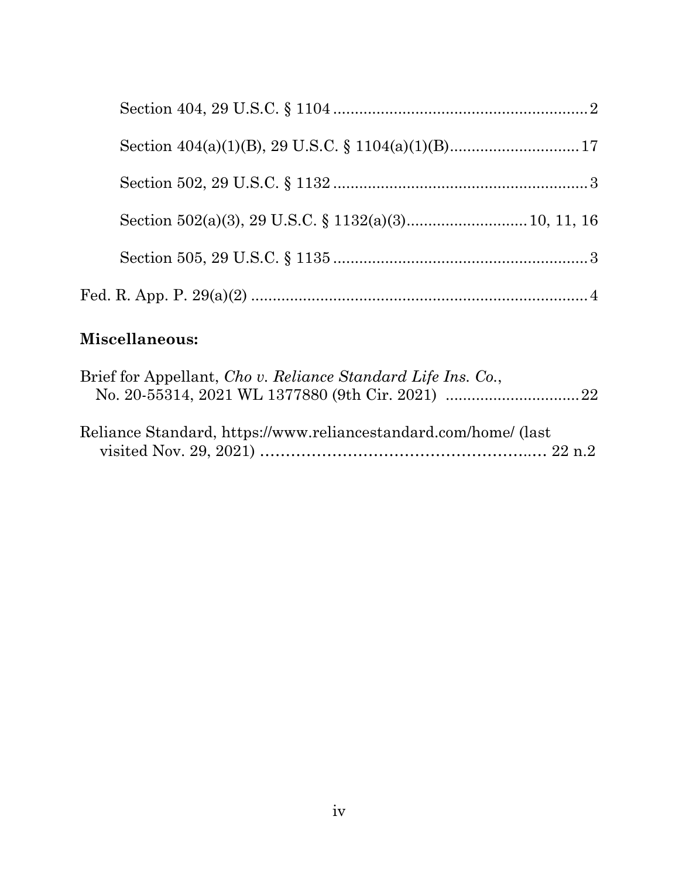Section 404, 29 U.S.C. § 1104 .......................................................... 2

Section 404(a)(1)(B), 29 U.S.C. § 1104(a)(1)(B).............................. 17

Section 502, 29 U.S.C. § 1132 .......................................................... 3

Section 502(a)(3), 29 U.S.C. § 1132(a)(3)............................ 10, 11, 16

Section 505, 29 U.S.C. § 1135 .......................................................... 3

Fed. R. App. P. 29(a)(2) .............................................................................. 4

**Miscellaneous:**

Brief for Appellant, *Cho v. Reliance Standard Life Ins. Co.*, No. 20-55314, 2021 WL 1377880 (9th Cir. 2021) ............................... 22

Reliance Standard, https://www.reliancestandard.com/home/ (last visited Nov. 29, 2021) ........................................................ 22 n.2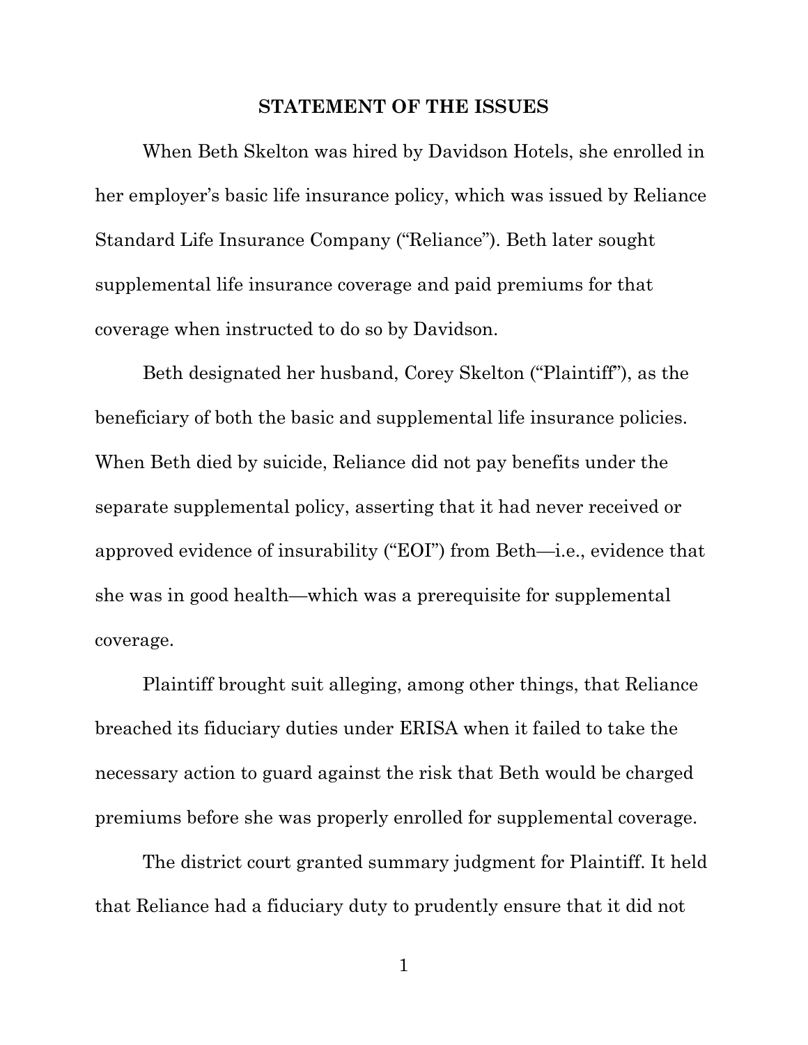## STATEMENT OF THE ISSUES

When Beth Skelton was hired by Davidson Hotels, she enrolled in her employer's basic life insurance policy, which was issued by Reliance Standard Life Insurance Company ("Reliance"). Beth later sought supplemental life insurance coverage and paid premiums for that coverage when instructed to do so by Davidson.

Beth designated her husband, Corey Skelton ("Plaintiff"), as the beneficiary of both the basic and supplemental life insurance policies. When Beth died by suicide, Reliance did not pay benefits under the separate supplemental policy, asserting that it had never received or approved evidence of insurability ("EOI") from Beth—i.e., evidence that she was in good health—which was a prerequisite for supplemental coverage.

Plaintiff brought suit alleging, among other things, that Reliance breached its fiduciary duties under ERISA when it failed to take the necessary action to guard against the risk that Beth would be charged premiums before she was properly enrolled for supplemental coverage.

The district court granted summary judgment for Plaintiff. It held that Reliance had a fiduciary duty to prudently ensure that it did not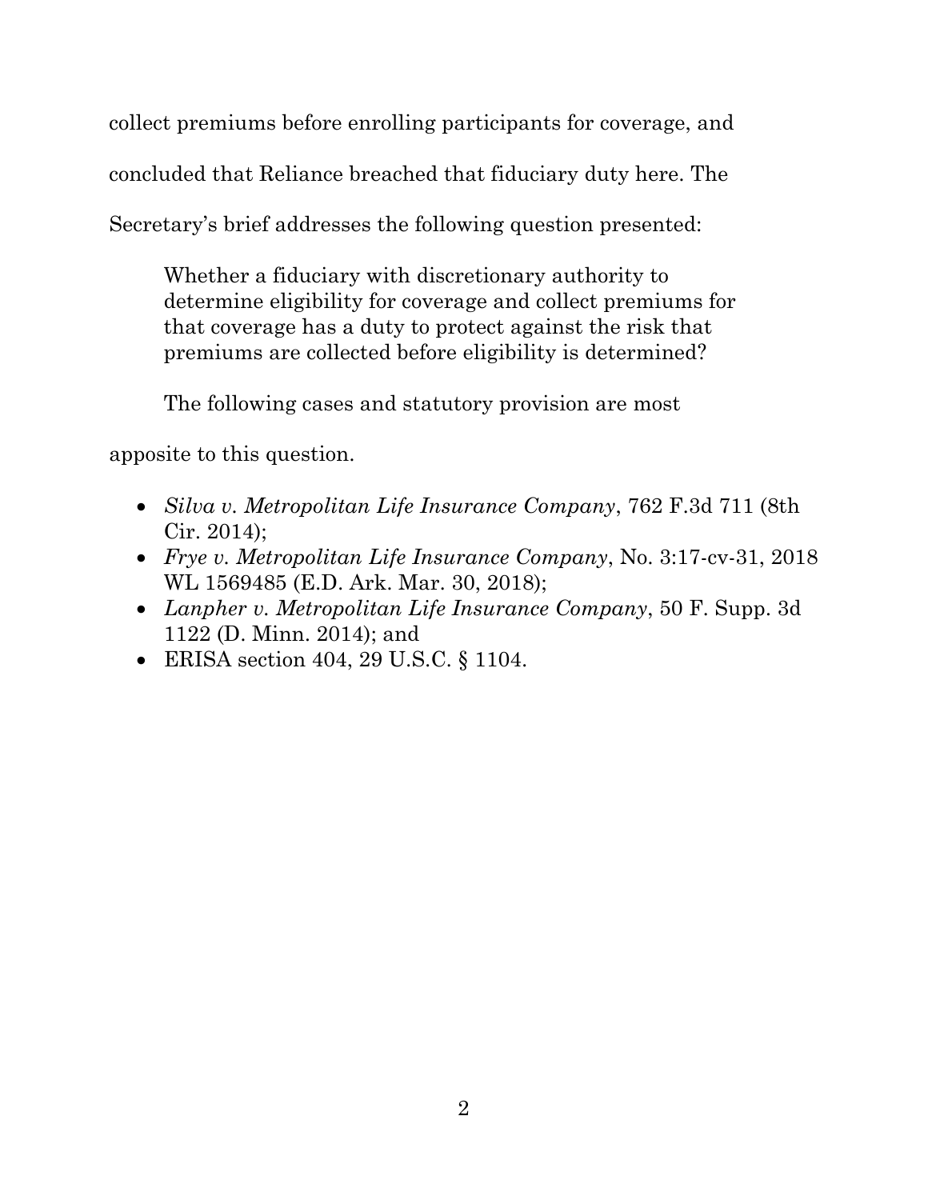collect premiums before enrolling participants for coverage, and concluded that Reliance breached that fiduciary duty here. The Secretary's brief addresses the following question presented:

> Whether a fiduciary with discretionary authority to determine eligibility for coverage and collect premiums for that coverage has a duty to protect against the risk that premiums are collected before eligibility is determined?

The following cases and statutory provision are most apposite to this question.

- *Silva v. Metropolitan Life Insurance Company*, 762 F.3d 711 (8th Cir. 2014);
- *Frye v. Metropolitan Life Insurance Company*, No. 3:17-cv-31, 2018 WL 1569485 (E.D. Ark. Mar. 30, 2018);
- *Lanpher v. Metropolitan Life Insurance Company*, 50 F. Supp. 3d 1122 (D. Minn. 2014); and
- ERISA section 404, 29 U.S.C. § 1104.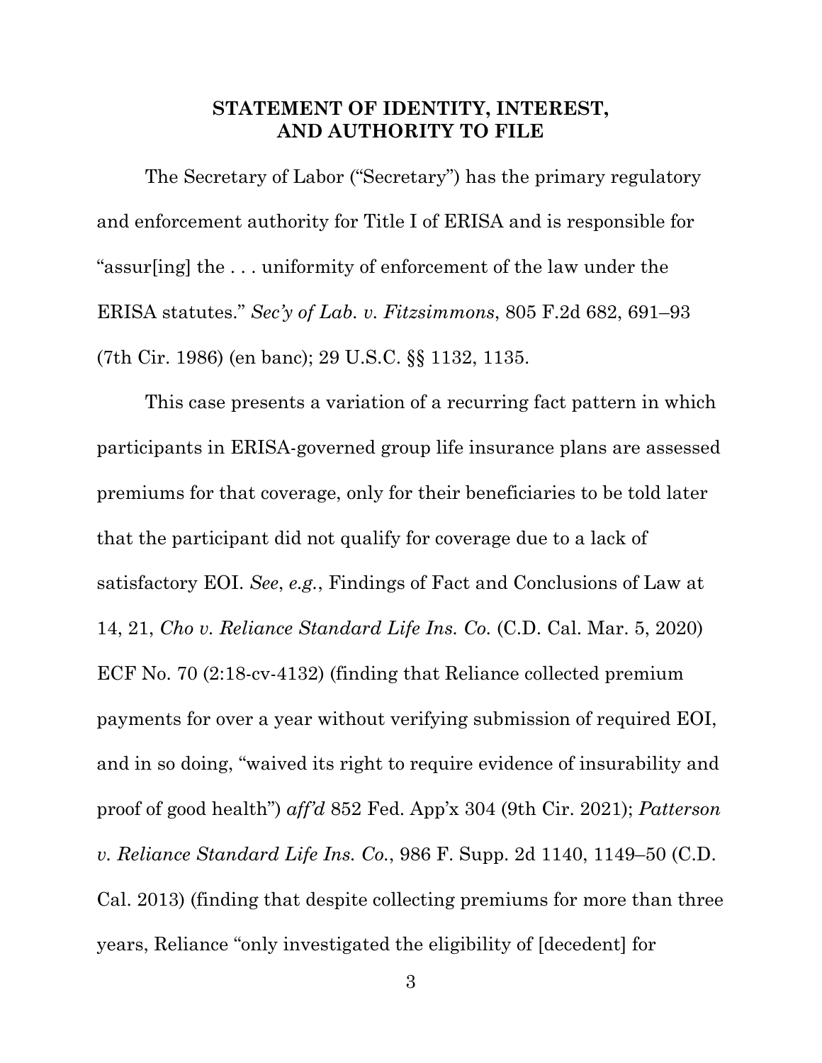## STATEMENT OF IDENTITY, INTEREST, AND AUTHORITY TO FILE

The Secretary of Labor ("Secretary") has the primary regulatory and enforcement authority for Title I of ERISA and is responsible for "assur[ing] the . . . uniformity of enforcement of the law under the ERISA statutes." *Sec'y of Lab. v. Fitzsimmons*, 805 F.2d 682, 691–93 (7th Cir. 1986) (en banc); 29 U.S.C. §§ 1132, 1135.

This case presents a variation of a recurring fact pattern in which participants in ERISA-governed group life insurance plans are assessed premiums for that coverage, only for their beneficiaries to be told later that the participant did not qualify for coverage due to a lack of satisfactory EOI. *See*, *e.g.*, Findings of Fact and Conclusions of Law at 14, 21, *Cho v. Reliance Standard Life Ins. Co.* (C.D. Cal. Mar. 5, 2020) ECF No. 70 (2:18-cv-4132) (finding that Reliance collected premium payments for over a year without verifying submission of required EOI, and in so doing, "waived its right to require evidence of insurability and proof of good health") *aff'd* 852 Fed. App'x 304 (9th Cir. 2021); *Patterson v. Reliance Standard Life Ins. Co.*, 986 F. Supp. 2d 1140, 1149–50 (C.D. Cal. 2013) (finding that despite collecting premiums for more than three years, Reliance "only investigated the eligibility of [decedent] for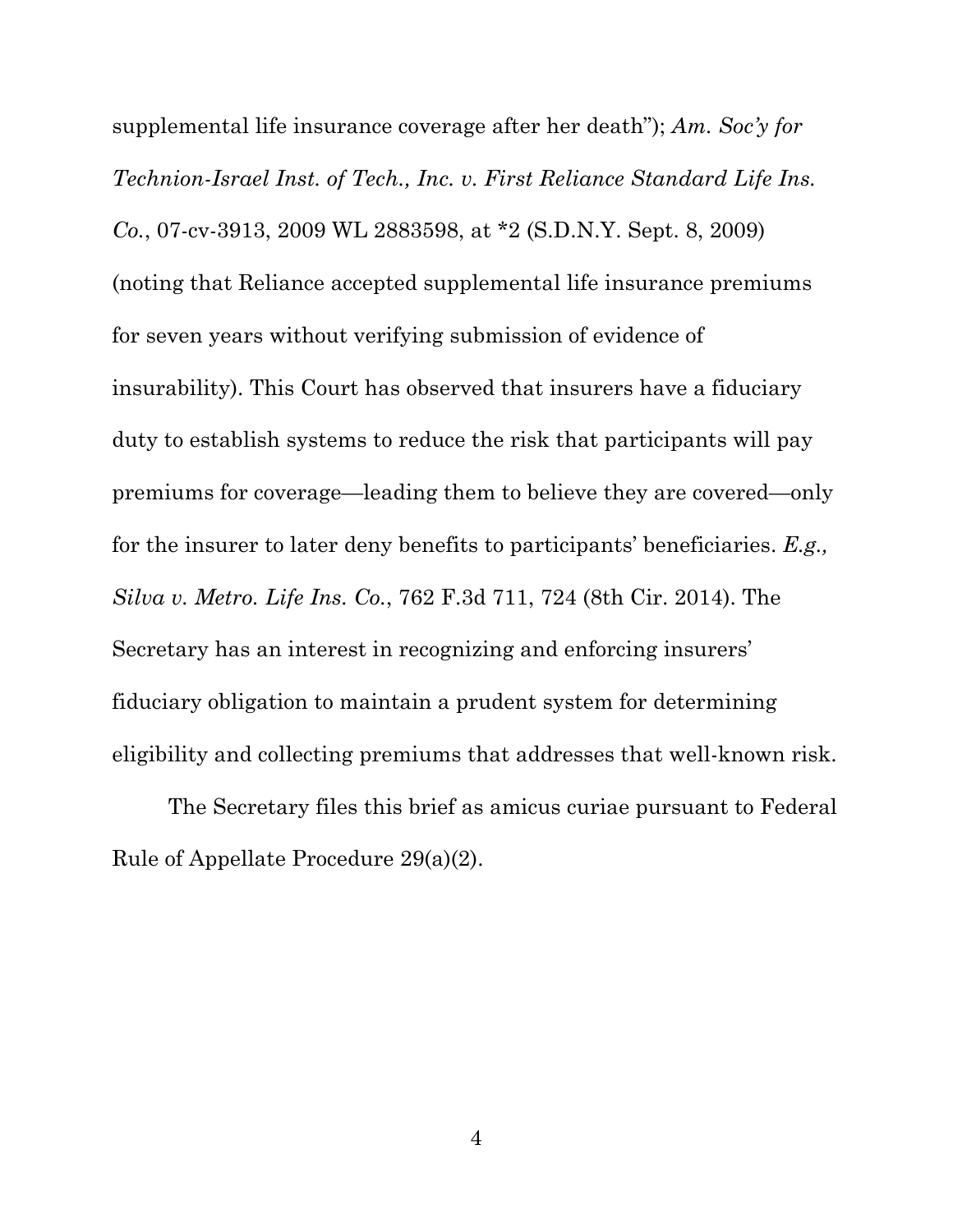supplemental life insurance coverage after her death"); *Am. Soc'y for Technion-Israel Inst. of Tech., Inc. v. First Reliance Standard Life Ins. Co.*, 07-cv-3913, 2009 WL 2883598, at *2 (S.D.N.Y. Sept. 8, 2009) (noting that Reliance accepted supplemental life insurance premiums for seven years without verifying submission of evidence of insurability). This Court has observed that insurers have a fiduciary duty to establish systems to reduce the risk that participants will pay premiums for coverage—leading them to believe they are covered—only for the insurer to later deny benefits to participants' beneficiaries. *E.g., Silva v. Metro. Life Ins. Co.*, 762 F.3d 711, 724 (8th Cir. 2014). The Secretary has an interest in recognizing and enforcing insurers' fiduciary obligation to maintain a prudent system for determining eligibility and collecting premiums that addresses that well-known risk.

The Secretary files this brief as amicus curiae pursuant to Federal Rule of Appellate Procedure 29(a)(2).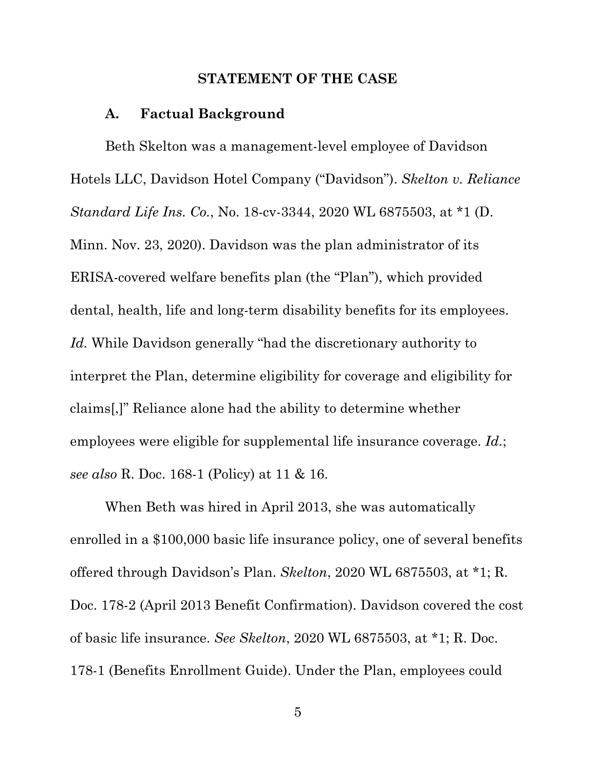## STATEMENT OF THE CASE

### A. Factual Background

Beth Skelton was a management-level employee of Davidson Hotels LLC, Davidson Hotel Company ("Davidson"). *Skelton v. Reliance Standard Life Ins. Co.*, No. 18-cv-3344, 2020 WL 6875503, at *1 (D. Minn. Nov. 23, 2020). Davidson was the plan administrator of its ERISA-covered welfare benefits plan (the "Plan"), which provided dental, health, life and long-term disability benefits for its employees. *Id.* While Davidson generally "had the discretionary authority to interpret the Plan, determine eligibility for coverage and eligibility for claims[,]" Reliance alone had the ability to determine whether employees were eligible for supplemental life insurance coverage. *Id.*; *see also* R. Doc. 168-1 (Policy) at 11 & 16.

When Beth was hired in April 2013, she was automatically enrolled in a $100,000 basic life insurance policy, one of several benefits offered through Davidson's Plan. *Skelton*, 2020 WL 6875503, at *1; R. Doc. 178-2 (April 2013 Benefit Confirmation). Davidson covered the cost of basic life insurance. *See Skelton*, 2020 WL 6875503, at *1; R. Doc. 178-1 (Benefits Enrollment Guide). Under the Plan, employees could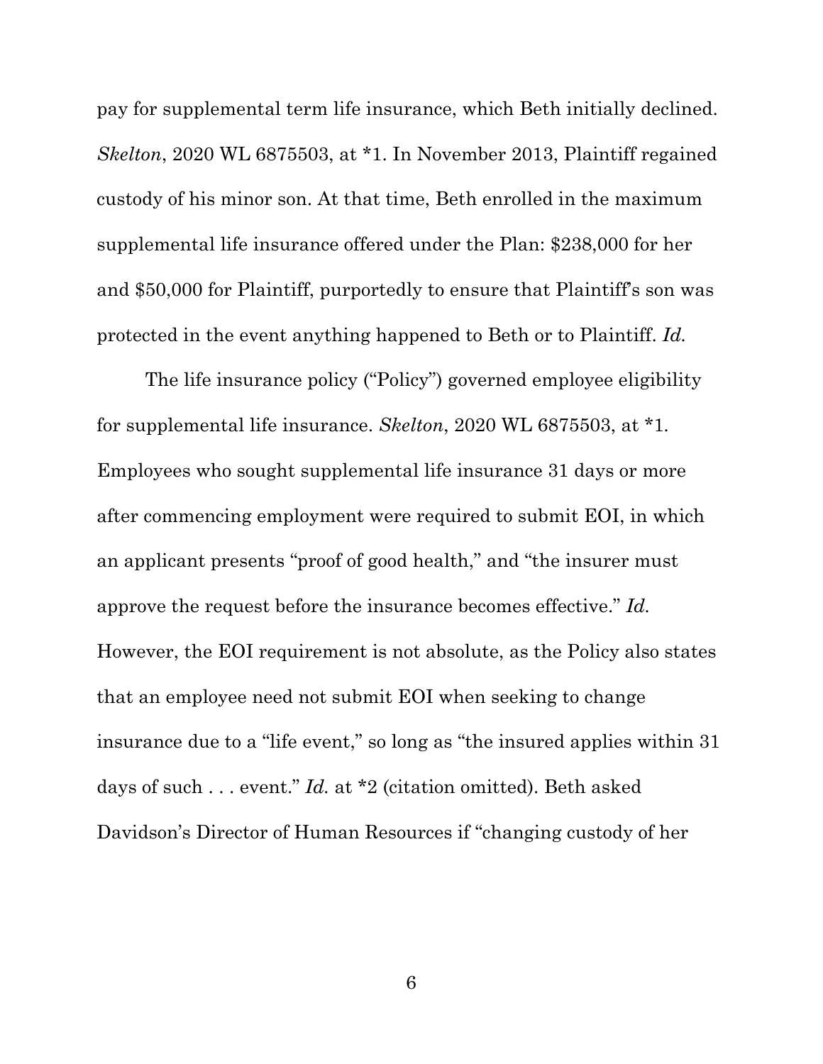pay for supplemental term life insurance, which Beth initially declined. *Skelton*, 2020 WL 6875503, at *1. In November 2013, Plaintiff regained custody of his minor son. At that time, Beth enrolled in the maximum supplemental life insurance offered under the Plan: $238,000 for her and $50,000 for Plaintiff, purportedly to ensure that Plaintiff's son was protected in the event anything happened to Beth or to Plaintiff. *Id.*

The life insurance policy ("Policy") governed employee eligibility for supplemental life insurance. *Skelton*, 2020 WL 6875503, at *1. Employees who sought supplemental life insurance 31 days or more after commencing employment were required to submit EOI, in which an applicant presents "proof of good health," and "the insurer must approve the request before the insurance becomes effective." *Id.* However, the EOI requirement is not absolute, as the Policy also states that an employee need not submit EOI when seeking to change insurance due to a "life event," so long as "the insured applies within 31 days of such . . . event." *Id.* at *2 (citation omitted). Beth asked Davidson's Director of Human Resources if "changing custody of her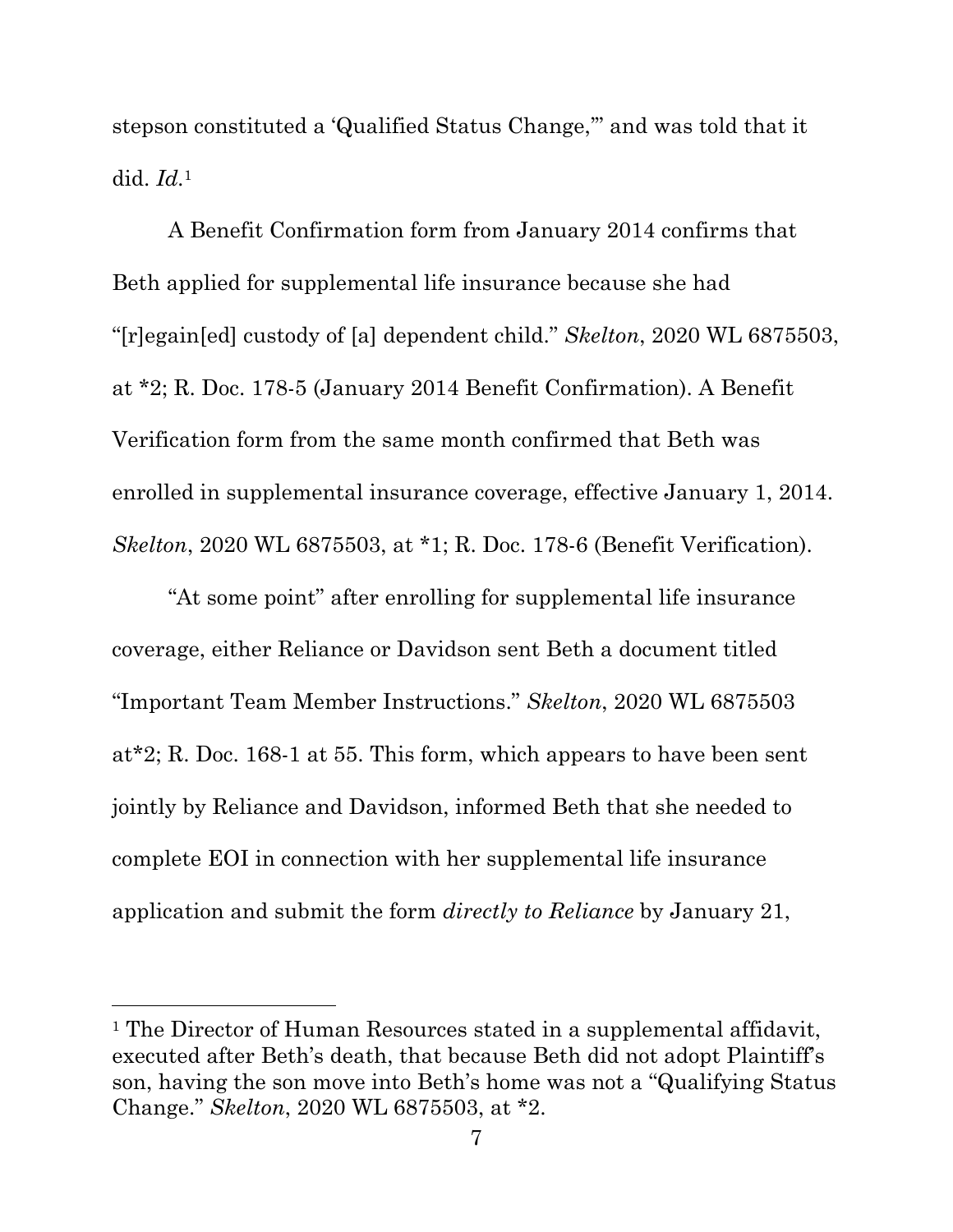stepson constituted a 'Qualified Status Change,'" and was told that it did. *Id.*[1]

A Benefit Confirmation form from January 2014 confirms that Beth applied for supplemental life insurance because she had "[r]egain[ed] custody of [a] dependent child." *Skelton*, 2020 WL 6875503, at *2; R. Doc. 178-5 (January 2014 Benefit Confirmation). A Benefit Verification form from the same month confirmed that Beth was enrolled in supplemental insurance coverage, effective January 1, 2014. *Skelton*, 2020 WL 6875503, at *1; R. Doc. 178-6 (Benefit Verification).

"At some point" after enrolling for supplemental life insurance coverage, either Reliance or Davidson sent Beth a document titled "Important Team Member Instructions." *Skelton*, 2020 WL 6875503 at*2; R. Doc. 168-1 at 55. This form, which appears to have been sent jointly by Reliance and Davidson, informed Beth that she needed to complete EOI in connection with her supplemental life insurance application and submit the form *directly to Reliance* by January 21,

---

[1] The Director of Human Resources stated in a supplemental affidavit, executed after Beth's death, that because Beth did not adopt Plaintiff's son, having the son move into Beth's home was not a "Qualifying Status Change." *Skelton*, 2020 WL 6875503, at *2.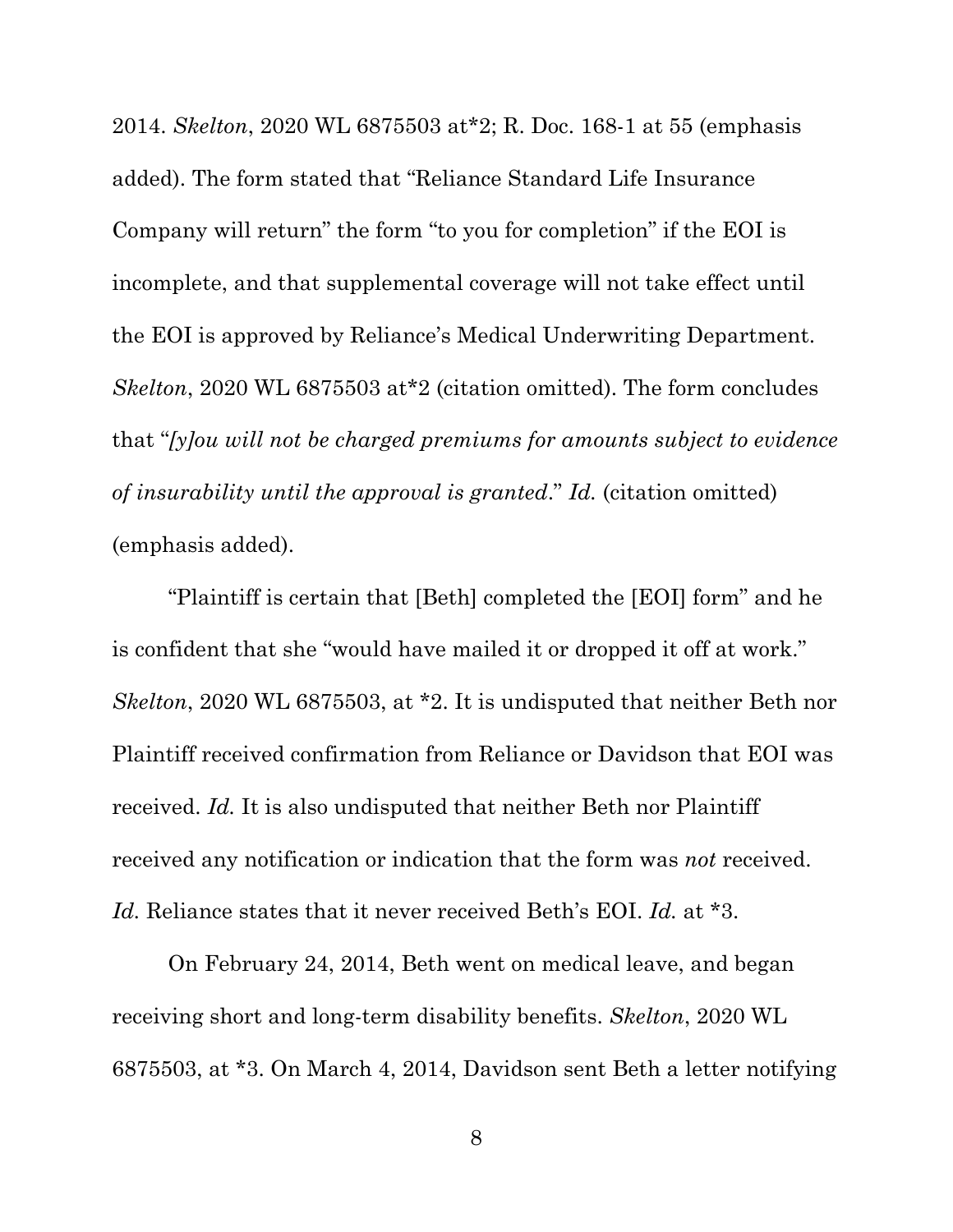2014. *Skelton*, 2020 WL 6875503 at*2; R. Doc. 168-1 at 55 (emphasis added). The form stated that "Reliance Standard Life Insurance Company will return" the form "to you for completion" if the EOI is incomplete, and that supplemental coverage will not take effect until the EOI is approved by Reliance's Medical Underwriting Department. *Skelton*, 2020 WL 6875503 at*2 (citation omitted). The form concludes that "*[y]ou will not be charged premiums for amounts subject to evidence of insurability until the approval is granted*." *Id.* (citation omitted) (emphasis added).

"Plaintiff is certain that [Beth] completed the [EOI] form" and he is confident that she "would have mailed it or dropped it off at work." *Skelton*, 2020 WL 6875503, at *2. It is undisputed that neither Beth nor Plaintiff received confirmation from Reliance or Davidson that EOI was received. *Id.* It is also undisputed that neither Beth nor Plaintiff received any notification or indication that the form was *not* received. *Id.* Reliance states that it never received Beth's EOI. *Id.* at *3.

On February 24, 2014, Beth went on medical leave, and began receiving short and long-term disability benefits. *Skelton*, 2020 WL 6875503, at *3. On March 4, 2014, Davidson sent Beth a letter notifying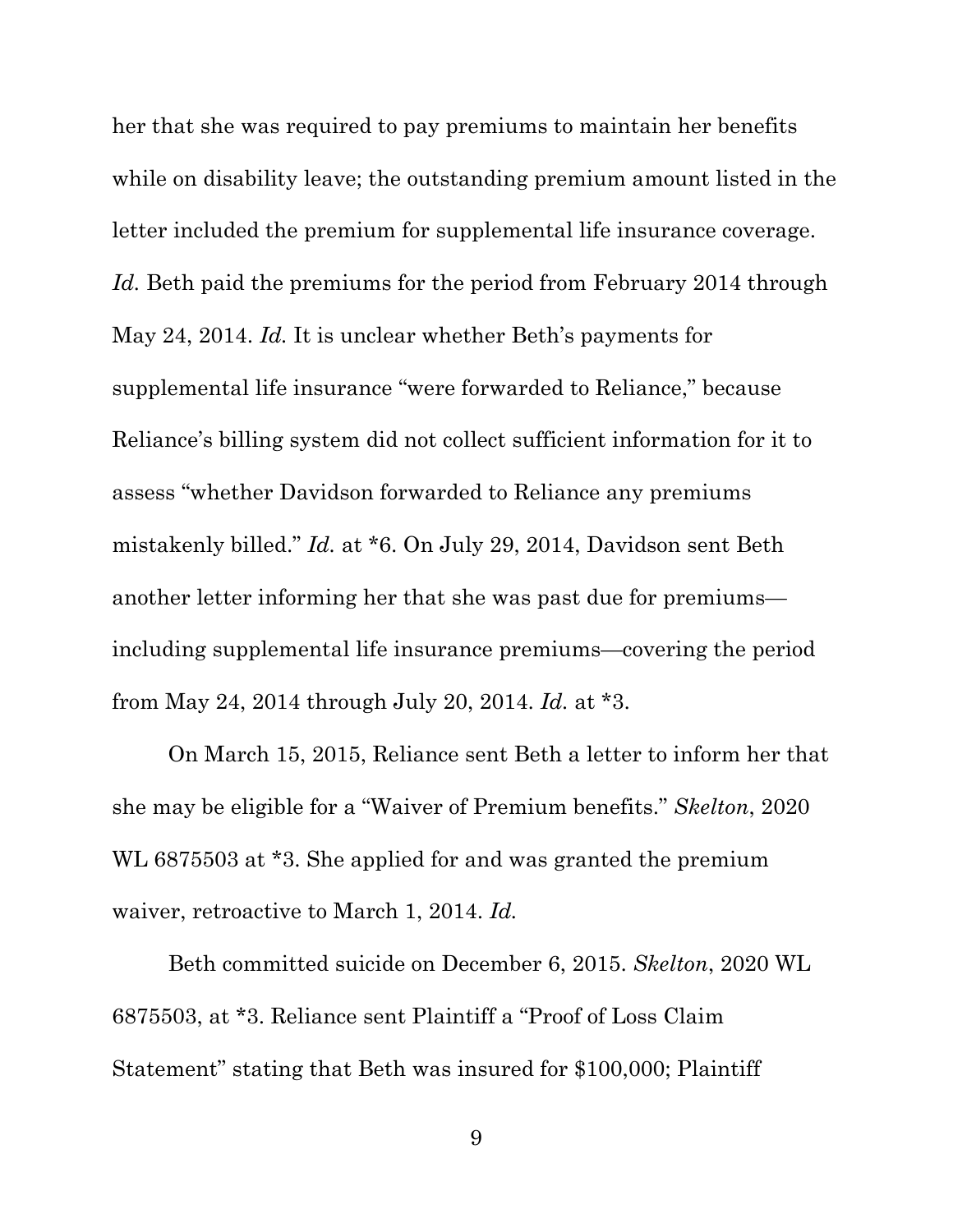her that she was required to pay premiums to maintain her benefits while on disability leave; the outstanding premium amount listed in the letter included the premium for supplemental life insurance coverage. *Id.* Beth paid the premiums for the period from February 2014 through May 24, 2014. *Id.* It is unclear whether Beth's payments for supplemental life insurance "were forwarded to Reliance," because Reliance's billing system did not collect sufficient information for it to assess "whether Davidson forwarded to Reliance any premiums mistakenly billed." *Id.* at *6. On July 29, 2014, Davidson sent Beth another letter informing her that she was past due for premiums—including supplemental life insurance premiums—covering the period from May 24, 2014 through July 20, 2014. *Id.* at *3.

On March 15, 2015, Reliance sent Beth a letter to inform her that she may be eligible for a "Waiver of Premium benefits." *Skelton*, 2020 WL 6875503 at *3. She applied for and was granted the premium waiver, retroactive to March 1, 2014. *Id.*

Beth committed suicide on December 6, 2015. *Skelton*, 2020 WL 6875503, at *3. Reliance sent Plaintiff a "Proof of Loss Claim Statement" stating that Beth was insured for $100,000; Plaintiff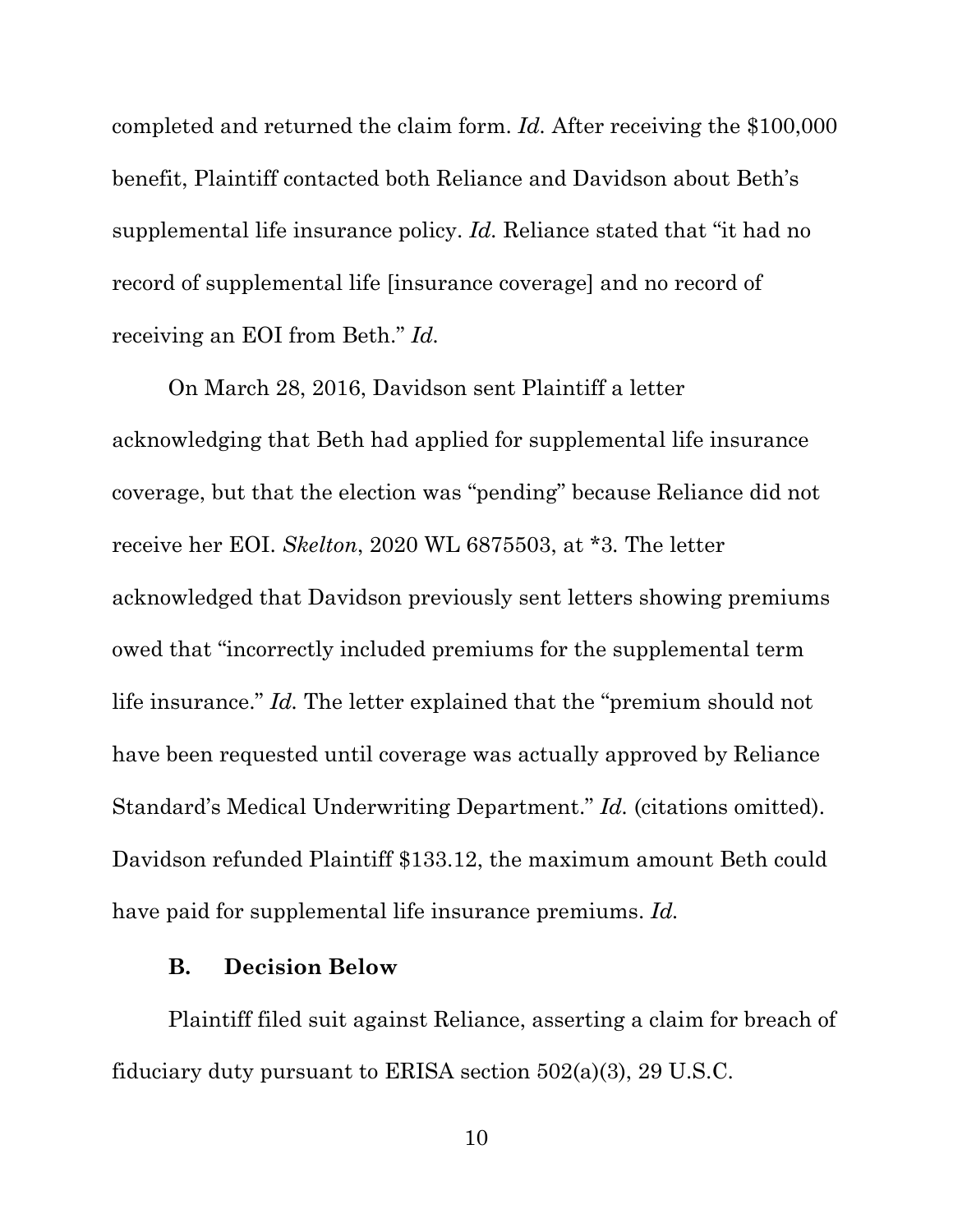completed and returned the claim form. *Id.* After receiving the $100,000 benefit, Plaintiff contacted both Reliance and Davidson about Beth's supplemental life insurance policy. *Id.* Reliance stated that "it had no record of supplemental life [insurance coverage] and no record of receiving an EOI from Beth." *Id.*

On March 28, 2016, Davidson sent Plaintiff a letter acknowledging that Beth had applied for supplemental life insurance coverage, but that the election was "pending" because Reliance did not receive her EOI. *Skelton*, 2020 WL 6875503, at *3. The letter acknowledged that Davidson previously sent letters showing premiums owed that "incorrectly included premiums for the supplemental term life insurance." *Id.* The letter explained that the "premium should not have been requested until coverage was actually approved by Reliance Standard's Medical Underwriting Department." *Id.* (citations omitted). Davidson refunded Plaintiff $133.12, the maximum amount Beth could have paid for supplemental life insurance premiums. *Id.*

### B. Decision Below

Plaintiff filed suit against Reliance, asserting a claim for breach of fiduciary duty pursuant to ERISA section 502(a)(3), 29 U.S.C.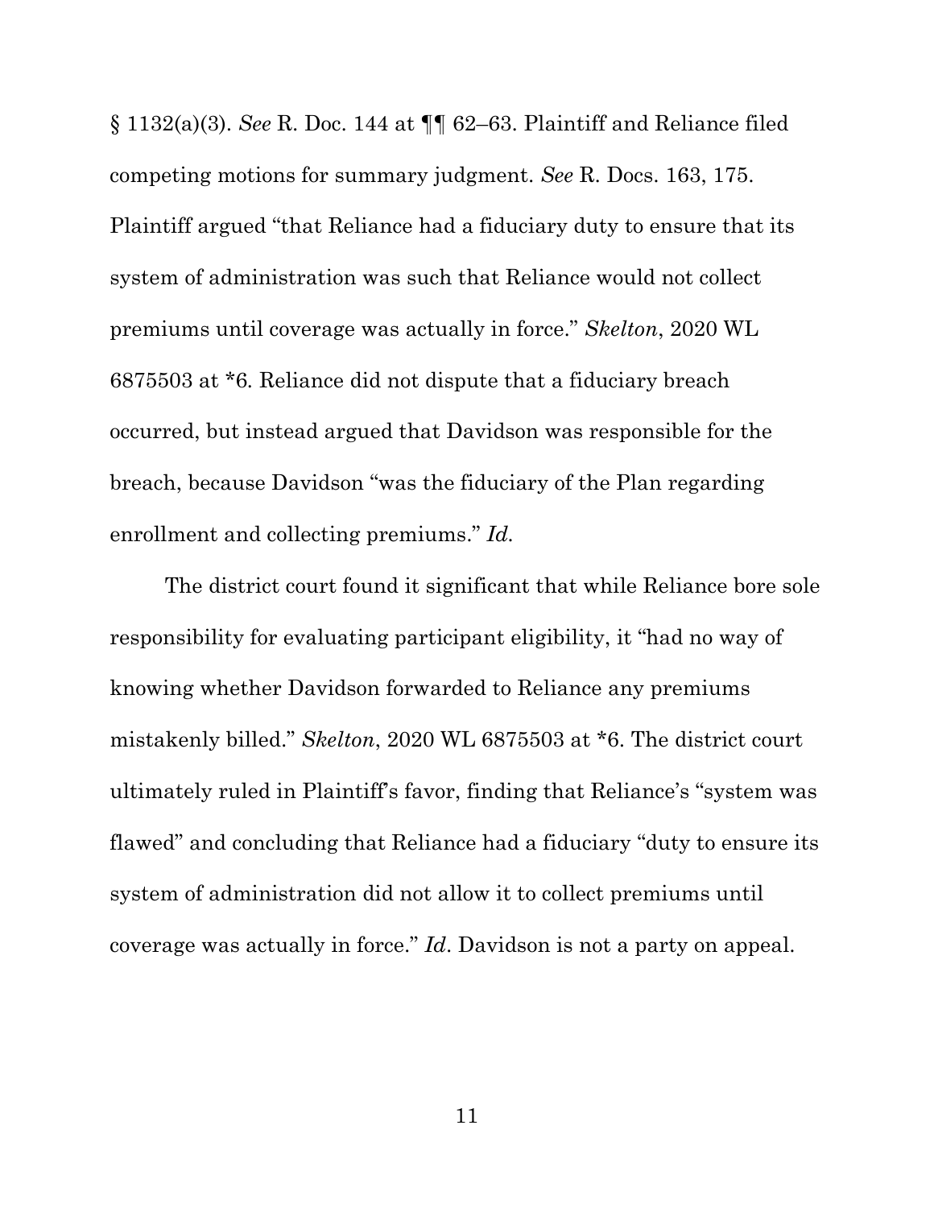§ 1132(a)(3). *See* R. Doc. 144 at ¶¶ 62–63. Plaintiff and Reliance filed competing motions for summary judgment. *See* R. Docs. 163, 175. Plaintiff argued "that Reliance had a fiduciary duty to ensure that its system of administration was such that Reliance would not collect premiums until coverage was actually in force." *Skelton*, 2020 WL 6875503 at *6. Reliance did not dispute that a fiduciary breach occurred, but instead argued that Davidson was responsible for the breach, because Davidson "was the fiduciary of the Plan regarding enrollment and collecting premiums." *Id.*

The district court found it significant that while Reliance bore sole responsibility for evaluating participant eligibility, it "had no way of knowing whether Davidson forwarded to Reliance any premiums mistakenly billed." *Skelton*, 2020 WL 6875503 at *6. The district court ultimately ruled in Plaintiff's favor, finding that Reliance's "system was flawed" and concluding that Reliance had a fiduciary "duty to ensure its system of administration did not allow it to collect premiums until coverage was actually in force." *Id*. Davidson is not a party on appeal.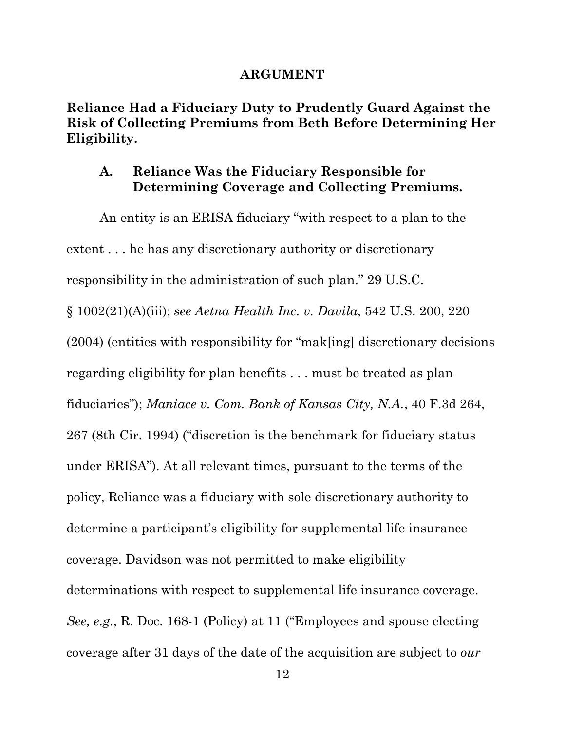## ARGUMENT

**Reliance Had a Fiduciary Duty to Prudently Guard Against the Risk of Collecting Premiums from Beth Before Determining Her Eligibility.**

### A. Reliance Was the Fiduciary Responsible for Determining Coverage and Collecting Premiums.

An entity is an ERISA fiduciary "with respect to a plan to the extent . . . he has any discretionary authority or discretionary responsibility in the administration of such plan." 29 U.S.C. § 1002(21)(A)(iii); *see Aetna Health Inc. v. Davila*, 542 U.S. 200, 220 (2004) (entities with responsibility for "mak[ing] discretionary decisions regarding eligibility for plan benefits . . . must be treated as plan fiduciaries"); *Maniace v. Com. Bank of Kansas City, N.A.*, 40 F.3d 264, 267 (8th Cir. 1994) ("discretion is the benchmark for fiduciary status under ERISA"). At all relevant times, pursuant to the terms of the policy, Reliance was a fiduciary with sole discretionary authority to determine a participant's eligibility for supplemental life insurance coverage. Davidson was not permitted to make eligibility determinations with respect to supplemental life insurance coverage. *See, e.g.*, R. Doc. 168-1 (Policy) at 11 ("Employees and spouse electing coverage after 31 days of the date of the acquisition are subject to *our*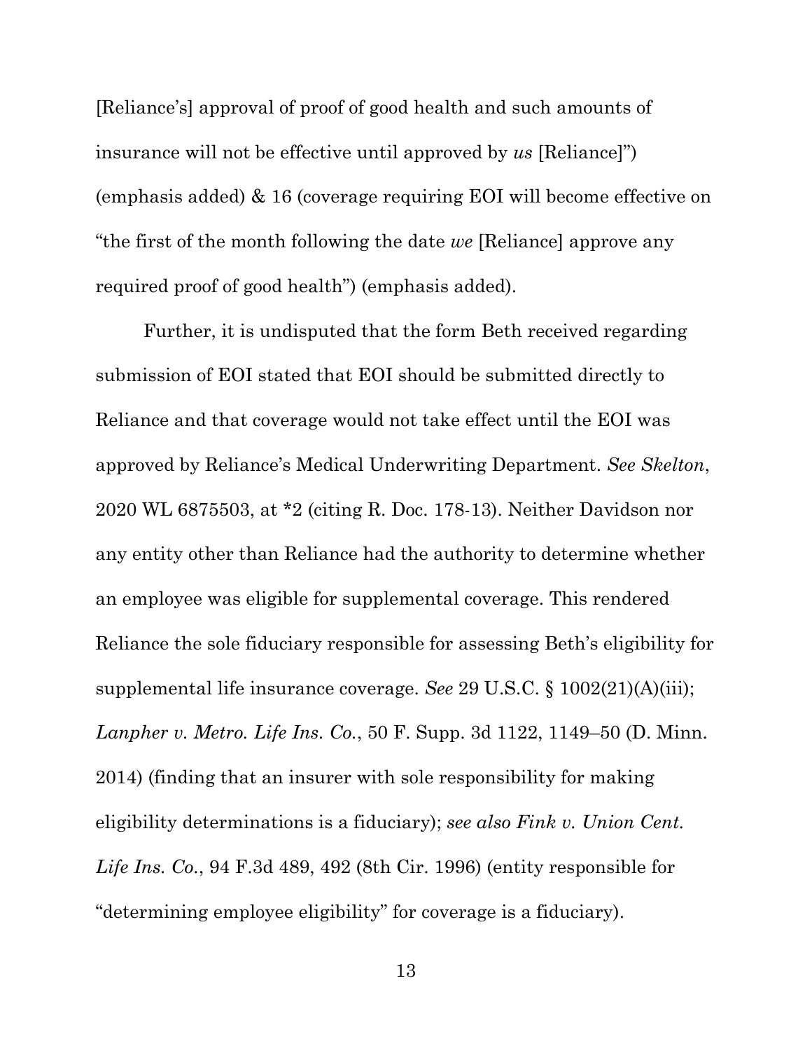[Reliance's] approval of proof of good health and such amounts of insurance will not be effective until approved by *us* [Reliance]") (emphasis added) & 16 (coverage requiring EOI will become effective on "the first of the month following the date *we* [Reliance] approve any required proof of good health") (emphasis added).

Further, it is undisputed that the form Beth received regarding submission of EOI stated that EOI should be submitted directly to Reliance and that coverage would not take effect until the EOI was approved by Reliance's Medical Underwriting Department. *See Skelton*, 2020 WL 6875503, at *2 (citing R. Doc. 178-13). Neither Davidson nor any entity other than Reliance had the authority to determine whether an employee was eligible for supplemental coverage. This rendered Reliance the sole fiduciary responsible for assessing Beth's eligibility for supplemental life insurance coverage. *See* 29 U.S.C. § 1002(21)(A)(iii); *Lanpher v. Metro. Life Ins. Co.*, 50 F. Supp. 3d 1122, 1149–50 (D. Minn. 2014) (finding that an insurer with sole responsibility for making eligibility determinations is a fiduciary); *see also Fink v. Union Cent. Life Ins. Co.*, 94 F.3d 489, 492 (8th Cir. 1996) (entity responsible for "determining employee eligibility" for coverage is a fiduciary).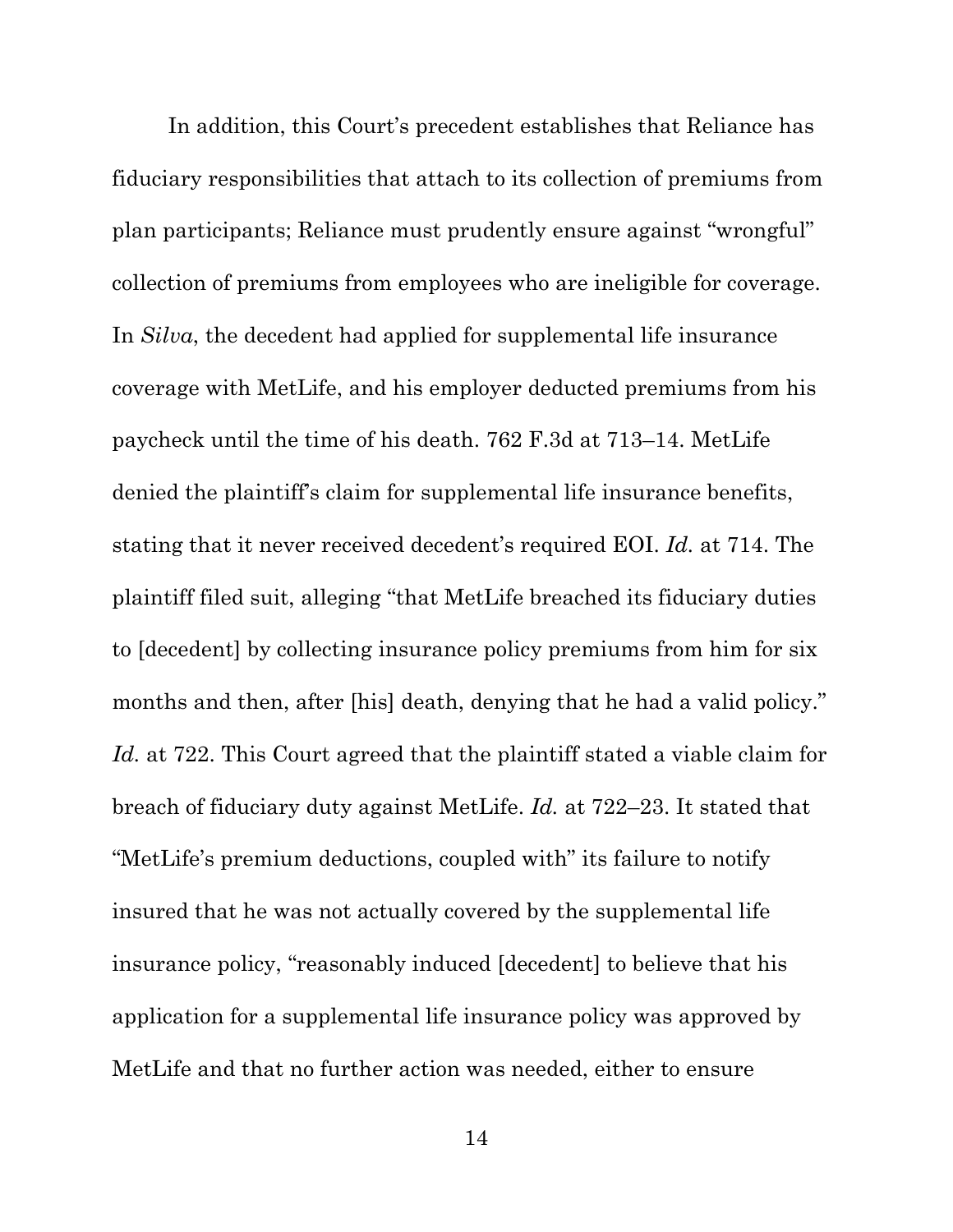In addition, this Court's precedent establishes that Reliance has fiduciary responsibilities that attach to its collection of premiums from plan participants; Reliance must prudently ensure against "wrongful" collection of premiums from employees who are ineligible for coverage. In *Silva*, the decedent had applied for supplemental life insurance coverage with MetLife, and his employer deducted premiums from his paycheck until the time of his death. 762 F.3d at 713–14. MetLife denied the plaintiff's claim for supplemental life insurance benefits, stating that it never received decedent's required EOI. *Id.* at 714. The plaintiff filed suit, alleging "that MetLife breached its fiduciary duties to [decedent] by collecting insurance policy premiums from him for six months and then, after [his] death, denying that he had a valid policy." *Id.* at 722. This Court agreed that the plaintiff stated a viable claim for breach of fiduciary duty against MetLife. *Id.* at 722–23. It stated that "MetLife's premium deductions, coupled with" its failure to notify insured that he was not actually covered by the supplemental life insurance policy, "reasonably induced [decedent] to believe that his application for a supplemental life insurance policy was approved by MetLife and that no further action was needed, either to ensure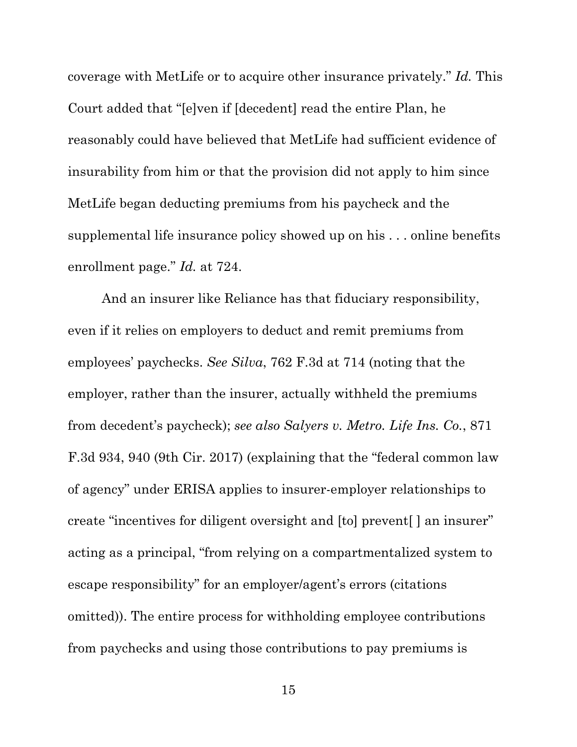coverage with MetLife or to acquire other insurance privately." *Id.* This Court added that "[e]ven if [decedent] read the entire Plan, he reasonably could have believed that MetLife had sufficient evidence of insurability from him or that the provision did not apply to him since MetLife began deducting premiums from his paycheck and the supplemental life insurance policy showed up on his . . . online benefits enrollment page." *Id.* at 724.

And an insurer like Reliance has that fiduciary responsibility, even if it relies on employers to deduct and remit premiums from employees' paychecks. *See Silva*, 762 F.3d at 714 (noting that the employer, rather than the insurer, actually withheld the premiums from decedent's paycheck); *see also Salyers v. Metro. Life Ins. Co.*, 871 F.3d 934, 940 (9th Cir. 2017) (explaining that the "federal common law of agency" under ERISA applies to insurer-employer relationships to create "incentives for diligent oversight and [to] prevent[ ] an insurer" acting as a principal, "from relying on a compartmentalized system to escape responsibility" for an employer/agent's errors (citations omitted)). The entire process for withholding employee contributions from paychecks and using those contributions to pay premiums is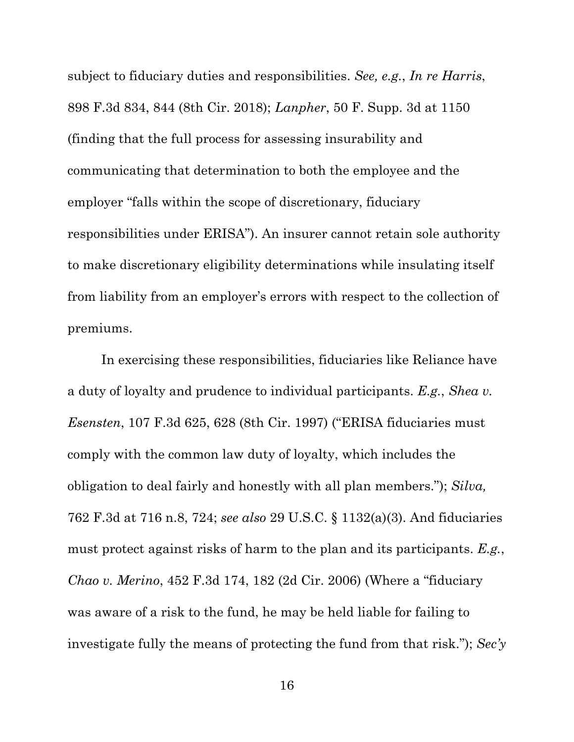subject to fiduciary duties and responsibilities. *See, e.g.*, *In re Harris*, 898 F.3d 834, 844 (8th Cir. 2018); *Lanpher*, 50 F. Supp. 3d at 1150 (finding that the full process for assessing insurability and communicating that determination to both the employee and the employer "falls within the scope of discretionary, fiduciary responsibilities under ERISA"). An insurer cannot retain sole authority to make discretionary eligibility determinations while insulating itself from liability from an employer's errors with respect to the collection of premiums.

In exercising these responsibilities, fiduciaries like Reliance have a duty of loyalty and prudence to individual participants. *E.g.*, *Shea v. Esensten*, 107 F.3d 625, 628 (8th Cir. 1997) ("ERISA fiduciaries must comply with the common law duty of loyalty, which includes the obligation to deal fairly and honestly with all plan members."); *Silva,* 762 F.3d at 716 n.8, 724; *see also* 29 U.S.C. § 1132(a)(3). And fiduciaries must protect against risks of harm to the plan and its participants. *E.g.*, *Chao v. Merino*, 452 F.3d 174, 182 (2d Cir. 2006) (Where a "fiduciary was aware of a risk to the fund, he may be held liable for failing to investigate fully the means of protecting the fund from that risk."); *Sec'y*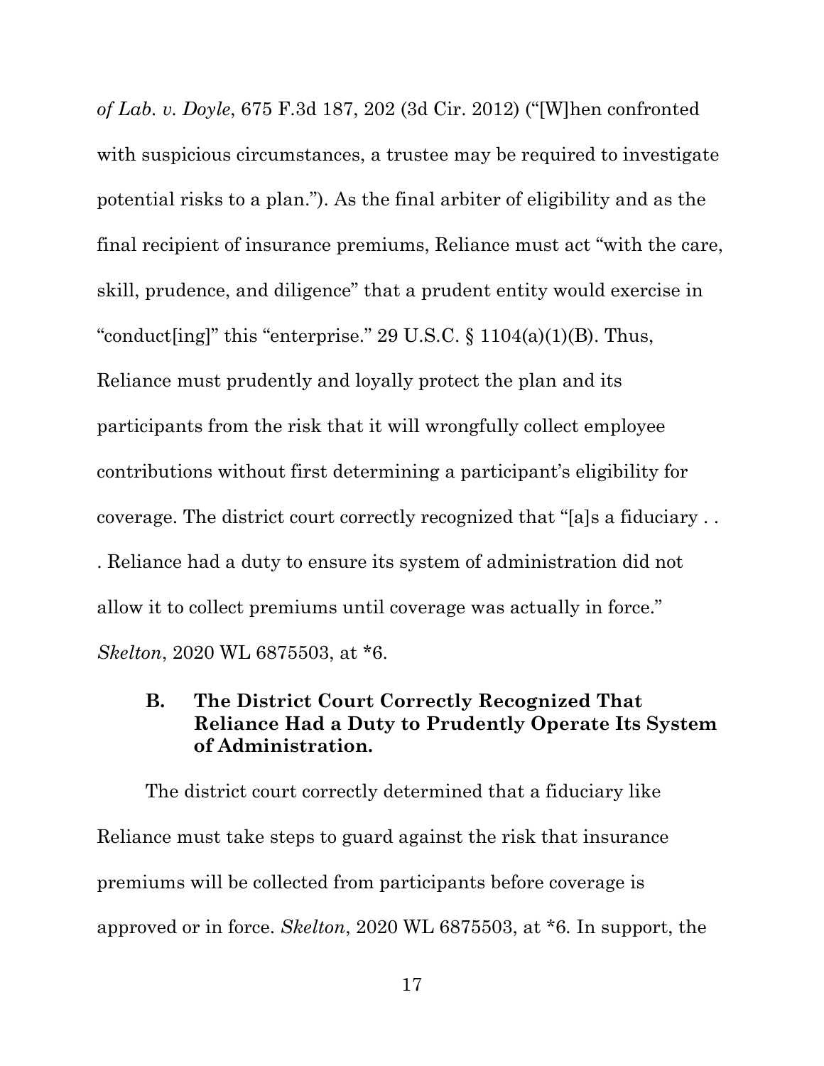*of Lab. v. Doyle*, 675 F.3d 187, 202 (3d Cir. 2012) ("[W]hen confronted with suspicious circumstances, a trustee may be required to investigate potential risks to a plan."). As the final arbiter of eligibility and as the final recipient of insurance premiums, Reliance must act "with the care, skill, prudence, and diligence" that a prudent entity would exercise in "conduct[ing]" this "enterprise." 29 U.S.C. § 1104(a)(1)(B). Thus, Reliance must prudently and loyally protect the plan and its participants from the risk that it will wrongfully collect employee contributions without first determining a participant's eligibility for coverage. The district court correctly recognized that "[a]s a fiduciary . . . Reliance had a duty to ensure its system of administration did not allow it to collect premiums until coverage was actually in force." *Skelton*, 2020 WL 6875503, at *6.

### B. The District Court Correctly Recognized That Reliance Had a Duty to Prudently Operate Its System of Administration.

The district court correctly determined that a fiduciary like Reliance must take steps to guard against the risk that insurance premiums will be collected from participants before coverage is approved or in force. *Skelton*, 2020 WL 6875503, at *6. In support, the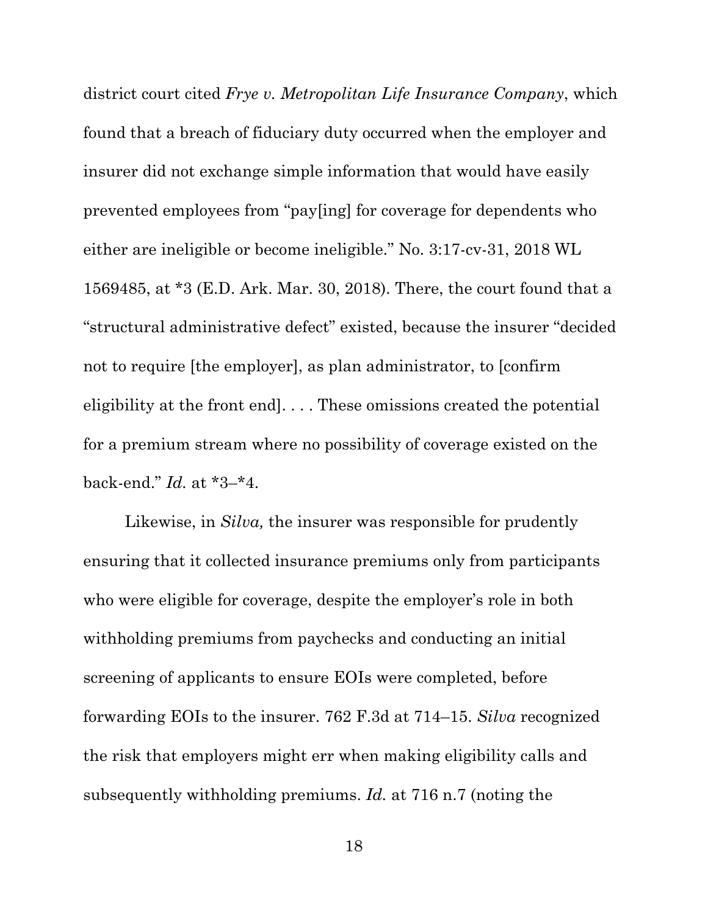district court cited *Frye v. Metropolitan Life Insurance Company*, which found that a breach of fiduciary duty occurred when the employer and insurer did not exchange simple information that would have easily prevented employees from "pay[ing] for coverage for dependents who either are ineligible or become ineligible." No. 3:17-cv-31, 2018 WL 1569485, at *3 (E.D. Ark. Mar. 30, 2018). There, the court found that a "structural administrative defect" existed, because the insurer "decided not to require [the employer], as plan administrator, to [confirm eligibility at the front end]. . . . These omissions created the potential for a premium stream where no possibility of coverage existed on the back-end." *Id.* at *3–*4.

Likewise, in *Silva,* the insurer was responsible for prudently ensuring that it collected insurance premiums only from participants who were eligible for coverage, despite the employer's role in both withholding premiums from paychecks and conducting an initial screening of applicants to ensure EOIs were completed, before forwarding EOIs to the insurer. 762 F.3d at 714–15. *Silva* recognized the risk that employers might err when making eligibility calls and subsequently withholding premiums. *Id.* at 716 n.7 (noting the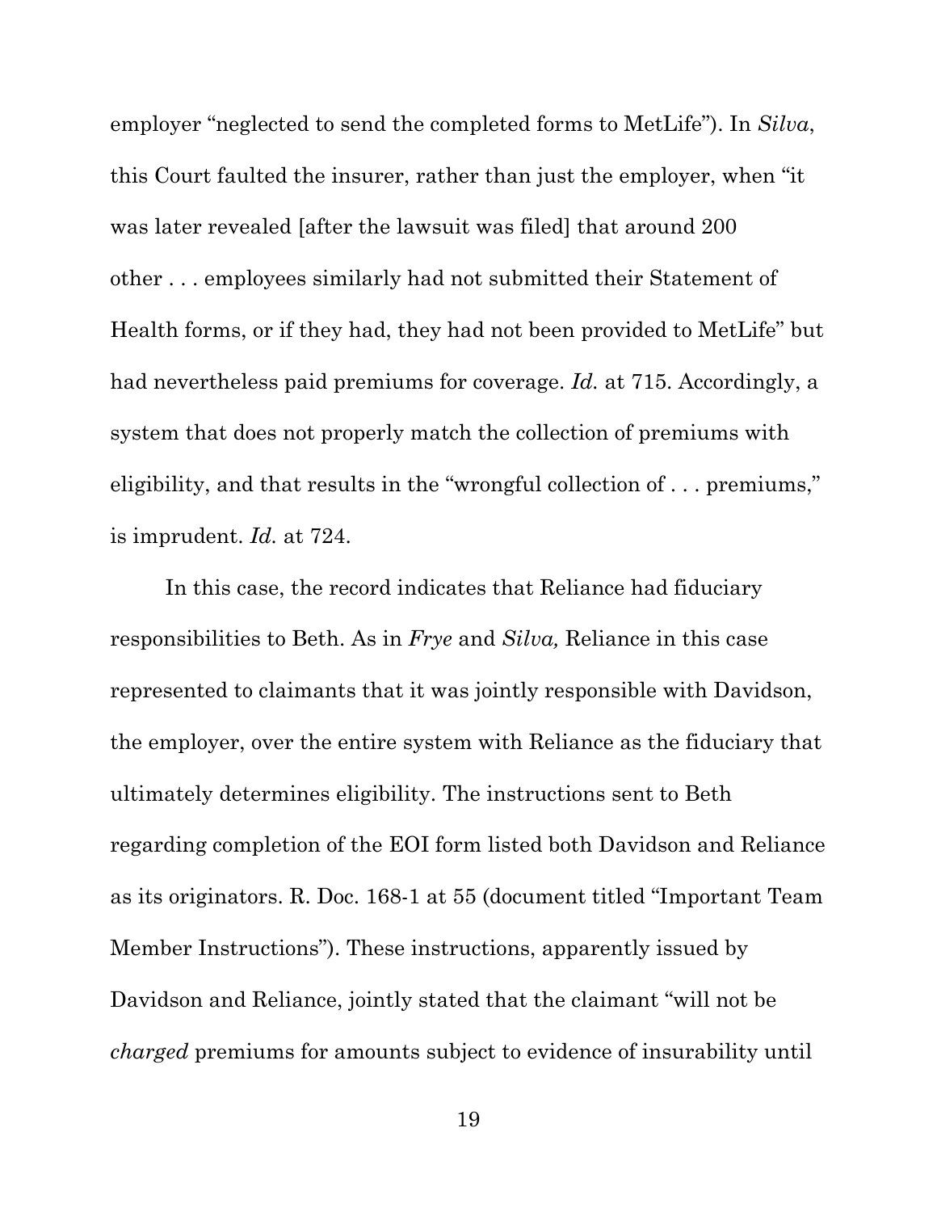employer "neglected to send the completed forms to MetLife"). In *Silva*, this Court faulted the insurer, rather than just the employer, when "it was later revealed [after the lawsuit was filed] that around 200 other . . . employees similarly had not submitted their Statement of Health forms, or if they had, they had not been provided to MetLife" but had nevertheless paid premiums for coverage. *Id.* at 715. Accordingly, a system that does not properly match the collection of premiums with eligibility, and that results in the "wrongful collection of . . . premiums," is imprudent. *Id.* at 724.

In this case, the record indicates that Reliance had fiduciary responsibilities to Beth. As in *Frye* and *Silva,* Reliance in this case represented to claimants that it was jointly responsible with Davidson, the employer, over the entire system with Reliance as the fiduciary that ultimately determines eligibility. The instructions sent to Beth regarding completion of the EOI form listed both Davidson and Reliance as its originators. R. Doc. 168-1 at 55 (document titled "Important Team Member Instructions"). These instructions, apparently issued by Davidson and Reliance, jointly stated that the claimant "will not be *charged* premiums for amounts subject to evidence of insurability until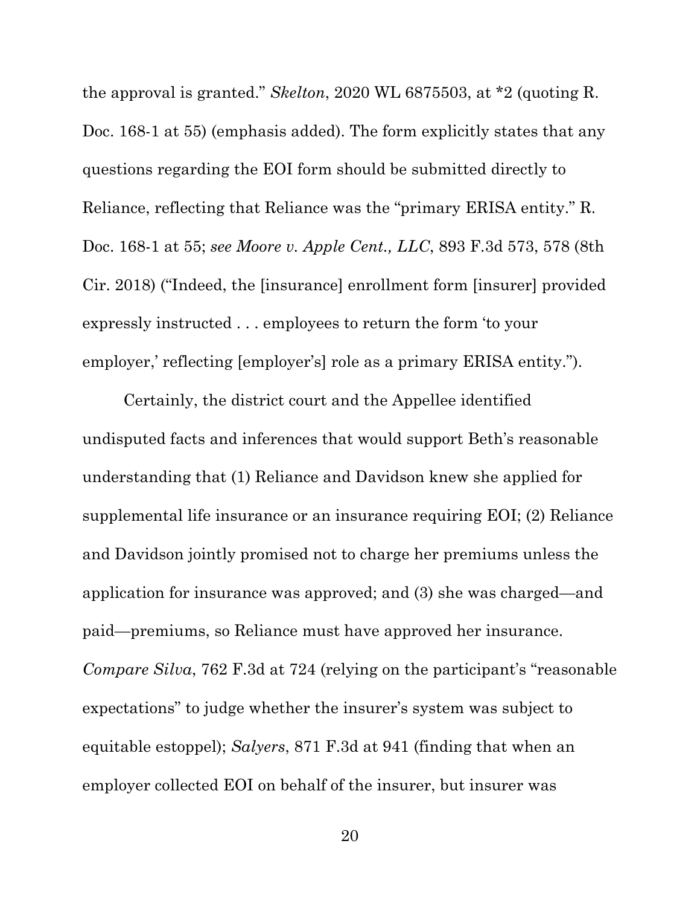the approval is granted." *Skelton*, 2020 WL 6875503, at *2 (quoting R. Doc. 168-1 at 55) (emphasis added). The form explicitly states that any questions regarding the EOI form should be submitted directly to Reliance, reflecting that Reliance was the "primary ERISA entity." R. Doc. 168-1 at 55; *see Moore v. Apple Cent., LLC*, 893 F.3d 573, 578 (8th Cir. 2018) ("Indeed, the [insurance] enrollment form [insurer] provided expressly instructed . . . employees to return the form 'to your employer,' reflecting [employer's] role as a primary ERISA entity.").

Certainly, the district court and the Appellee identified undisputed facts and inferences that would support Beth's reasonable understanding that (1) Reliance and Davidson knew she applied for supplemental life insurance or an insurance requiring EOI; (2) Reliance and Davidson jointly promised not to charge her premiums unless the application for insurance was approved; and (3) she was charged—and paid—premiums, so Reliance must have approved her insurance. *Compare Silva*, 762 F.3d at 724 (relying on the participant's "reasonable expectations" to judge whether the insurer's system was subject to equitable estoppel); *Salyers*, 871 F.3d at 941 (finding that when an employer collected EOI on behalf of the insurer, but insurer was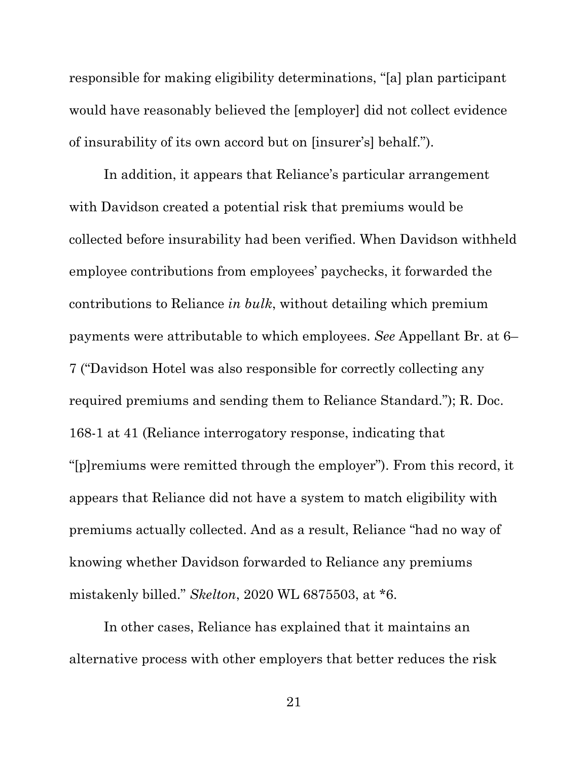responsible for making eligibility determinations, "[a] plan participant would have reasonably believed the [employer] did not collect evidence of insurability of its own accord but on [insurer's] behalf.").

In addition, it appears that Reliance's particular arrangement with Davidson created a potential risk that premiums would be collected before insurability had been verified. When Davidson withheld employee contributions from employees' paychecks, it forwarded the contributions to Reliance *in bulk*, without detailing which premium payments were attributable to which employees. *See* Appellant Br. at 6–7 ("Davidson Hotel was also responsible for correctly collecting any required premiums and sending them to Reliance Standard."); R. Doc. 168-1 at 41 (Reliance interrogatory response, indicating that "[p]remiums were remitted through the employer"). From this record, it appears that Reliance did not have a system to match eligibility with premiums actually collected. And as a result, Reliance "had no way of knowing whether Davidson forwarded to Reliance any premiums mistakenly billed." *Skelton*, 2020 WL 6875503, at *6.

In other cases, Reliance has explained that it maintains an alternative process with other employers that better reduces the risk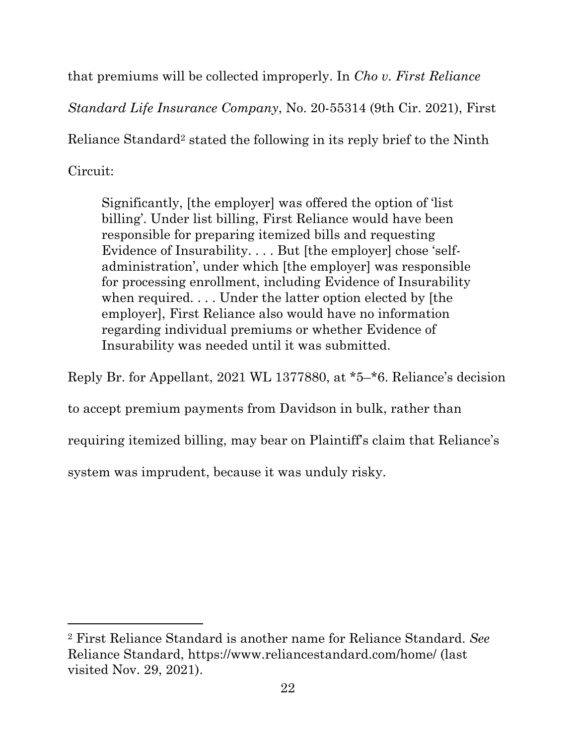that premiums will be collected improperly. In *Cho v. First Reliance Standard Life Insurance Company*, No. 20-55314 (9th Cir. 2021), First Reliance Standard[2] stated the following in its reply brief to the Ninth Circuit:

> Significantly, [the employer] was offered the option of 'list billing'. Under list billing, First Reliance would have been responsible for preparing itemized bills and requesting Evidence of Insurability. . . . But [the employer] chose 'self-administration', under which [the employer] was responsible for processing enrollment, including Evidence of Insurability when required. . . . Under the latter option elected by [the employer], First Reliance also would have no information regarding individual premiums or whether Evidence of Insurability was needed until it was submitted.

Reply Br. for Appellant, 2021 WL 1377880, at *5–*6. Reliance's decision to accept premium payments from Davidson in bulk, rather than requiring itemized billing, may bear on Plaintiff's claim that Reliance's system was imprudent, because it was unduly risky.

---

[2] First Reliance Standard is another name for Reliance Standard. *See* Reliance Standard, https://www.reliancestandard.com/home/ (last visited Nov. 29, 2021).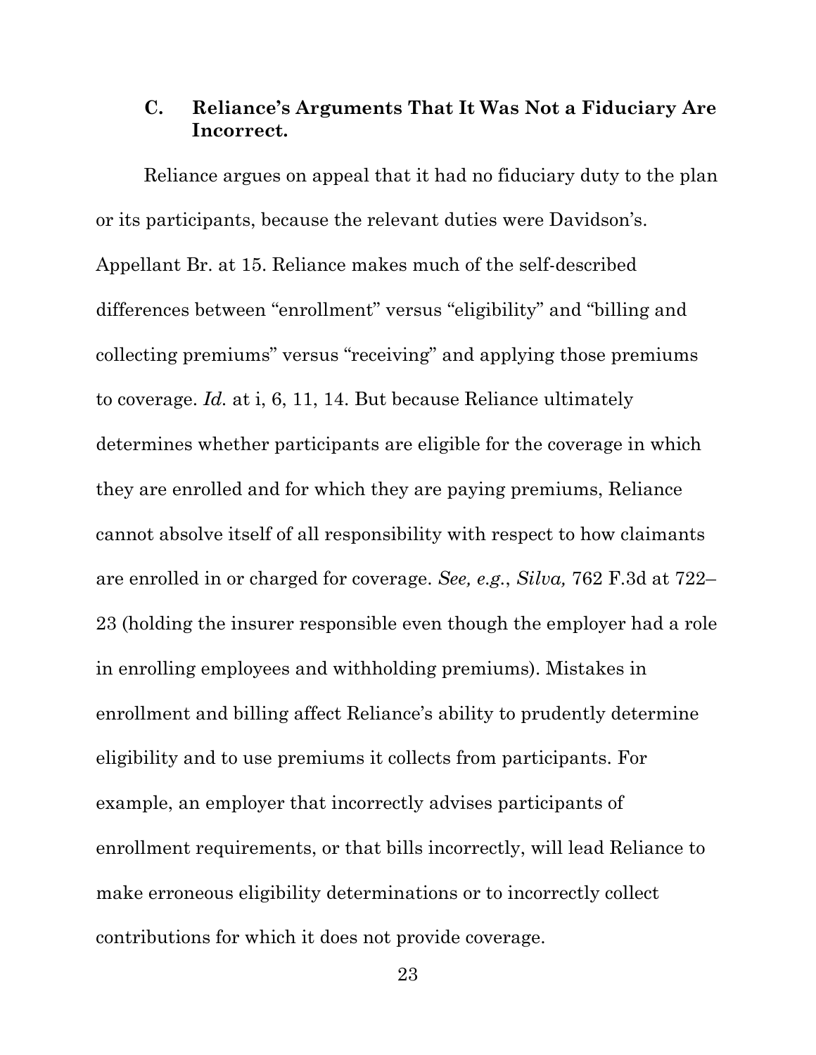### C. Reliance's Arguments That It Was Not a Fiduciary Are Incorrect.

Reliance argues on appeal that it had no fiduciary duty to the plan or its participants, because the relevant duties were Davidson's. Appellant Br. at 15. Reliance makes much of the self-described differences between "enrollment" versus "eligibility" and "billing and collecting premiums" versus "receiving" and applying those premiums to coverage. *Id.* at i, 6, 11, 14. But because Reliance ultimately determines whether participants are eligible for the coverage in which they are enrolled and for which they are paying premiums, Reliance cannot absolve itself of all responsibility with respect to how claimants are enrolled in or charged for coverage. *See, e.g.*, *Silva,* 762 F.3d at 722–23 (holding the insurer responsible even though the employer had a role in enrolling employees and withholding premiums). Mistakes in enrollment and billing affect Reliance's ability to prudently determine eligibility and to use premiums it collects from participants. For example, an employer that incorrectly advises participants of enrollment requirements, or that bills incorrectly, will lead Reliance to make erroneous eligibility determinations or to incorrectly collect contributions for which it does not provide coverage.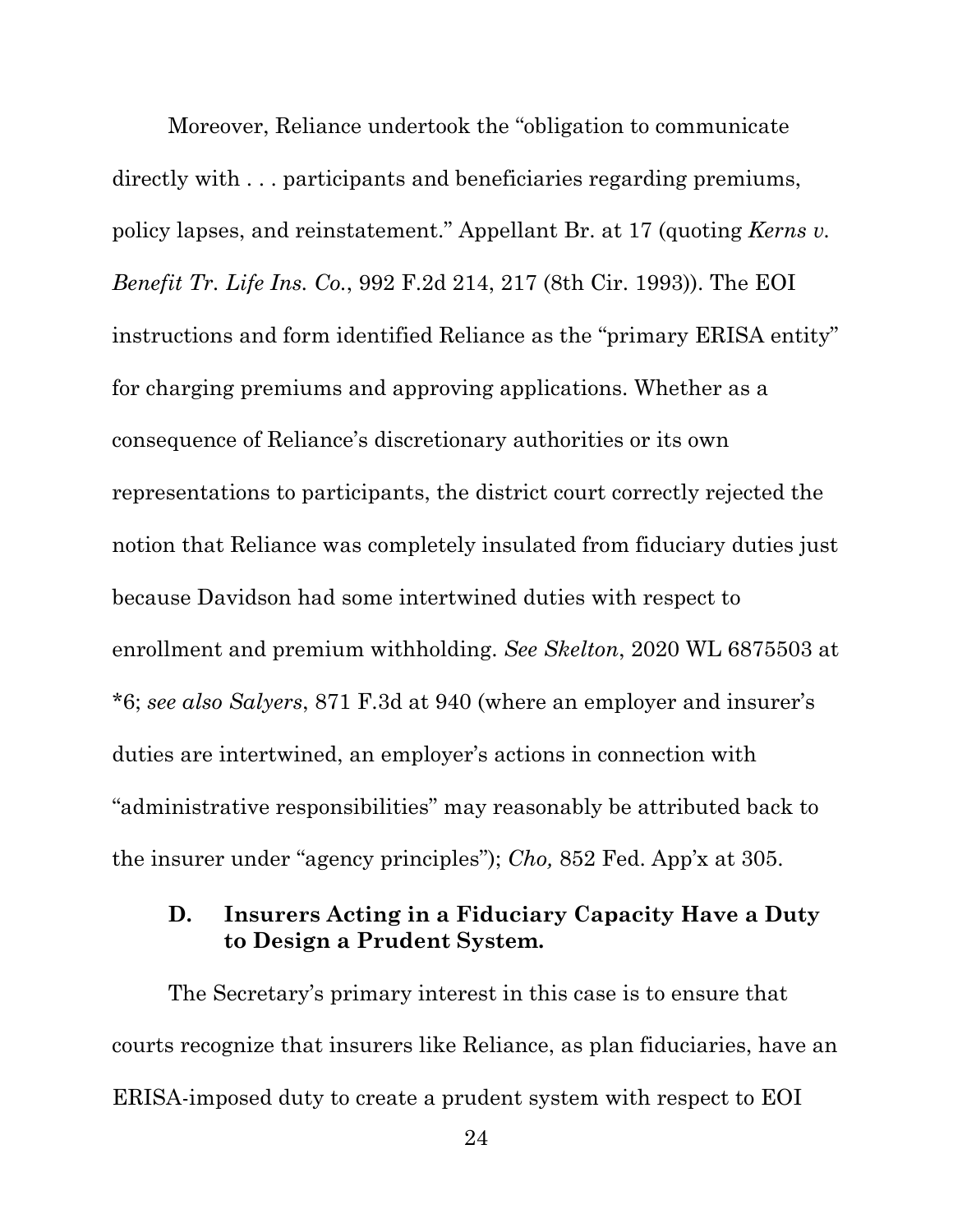Moreover, Reliance undertook the "obligation to communicate directly with . . . participants and beneficiaries regarding premiums, policy lapses, and reinstatement." Appellant Br. at 17 (quoting *Kerns v. Benefit Tr. Life Ins. Co.*, 992 F.2d 214, 217 (8th Cir. 1993)). The EOI instructions and form identified Reliance as the "primary ERISA entity" for charging premiums and approving applications. Whether as a consequence of Reliance's discretionary authorities or its own representations to participants, the district court correctly rejected the notion that Reliance was completely insulated from fiduciary duties just because Davidson had some intertwined duties with respect to enrollment and premium withholding. *See Skelton*, 2020 WL 6875503 at *6; *see also Salyers*, 871 F.3d at 940 (where an employer and insurer's duties are intertwined, an employer's actions in connection with "administrative responsibilities" may reasonably be attributed back to the insurer under "agency principles"); *Cho,* 852 Fed. App'x at 305.

### D. Insurers Acting in a Fiduciary Capacity Have a Duty to Design a Prudent System.

The Secretary's primary interest in this case is to ensure that courts recognize that insurers like Reliance, as plan fiduciaries, have an ERISA-imposed duty to create a prudent system with respect to EOI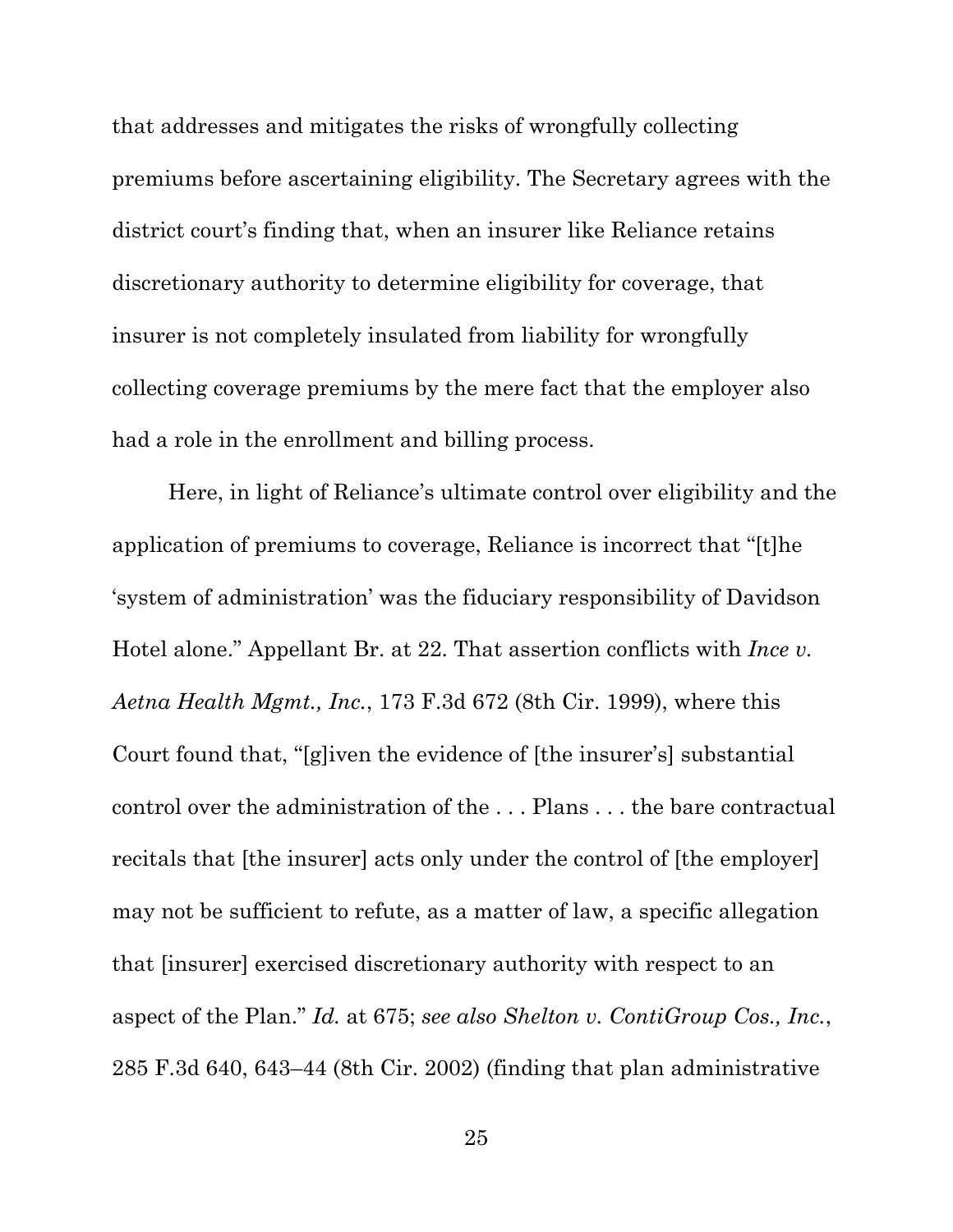that addresses and mitigates the risks of wrongfully collecting premiums before ascertaining eligibility. The Secretary agrees with the district court's finding that, when an insurer like Reliance retains discretionary authority to determine eligibility for coverage, that insurer is not completely insulated from liability for wrongfully collecting coverage premiums by the mere fact that the employer also had a role in the enrollment and billing process.

Here, in light of Reliance's ultimate control over eligibility and the application of premiums to coverage, Reliance is incorrect that "[t]he 'system of administration' was the fiduciary responsibility of Davidson Hotel alone." Appellant Br. at 22. That assertion conflicts with *Ince v. Aetna Health Mgmt., Inc.*, 173 F.3d 672 (8th Cir. 1999), where this Court found that, "[g]iven the evidence of [the insurer's] substantial control over the administration of the . . . Plans . . . the bare contractual recitals that [the insurer] acts only under the control of [the employer] may not be sufficient to refute, as a matter of law, a specific allegation that [insurer] exercised discretionary authority with respect to an aspect of the Plan." *Id.* at 675; *see also Shelton v. ContiGroup Cos., Inc.*, 285 F.3d 640, 643–44 (8th Cir. 2002) (finding that plan administrative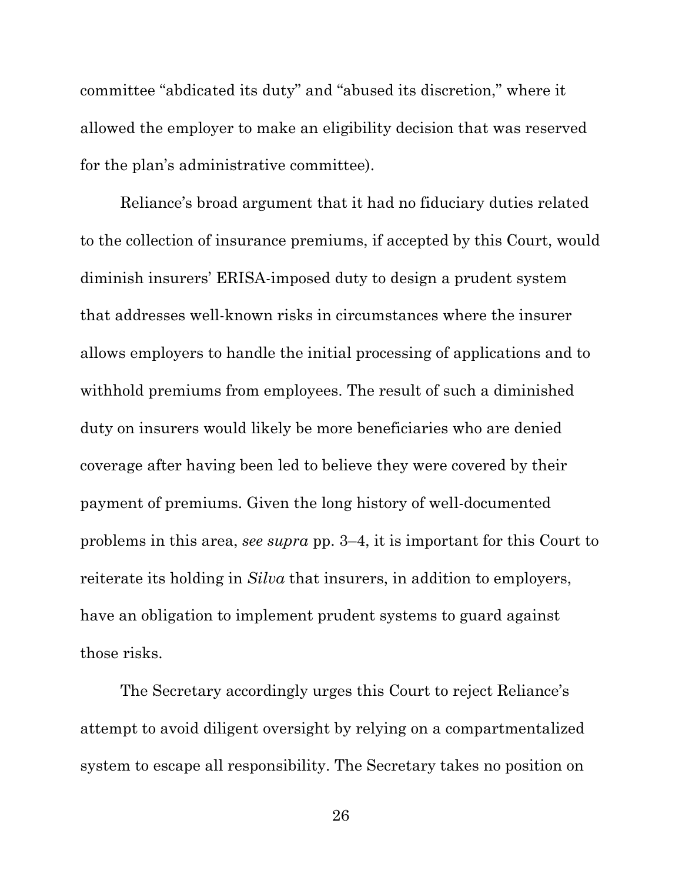committee "abdicated its duty" and "abused its discretion," where it allowed the employer to make an eligibility decision that was reserved for the plan's administrative committee).

Reliance's broad argument that it had no fiduciary duties related to the collection of insurance premiums, if accepted by this Court, would diminish insurers' ERISA-imposed duty to design a prudent system that addresses well-known risks in circumstances where the insurer allows employers to handle the initial processing of applications and to withhold premiums from employees. The result of such a diminished duty on insurers would likely be more beneficiaries who are denied coverage after having been led to believe they were covered by their payment of premiums. Given the long history of well-documented problems in this area, *see supra* pp. 3–4, it is important for this Court to reiterate its holding in *Silva* that insurers, in addition to employers, have an obligation to implement prudent systems to guard against those risks.

The Secretary accordingly urges this Court to reject Reliance's attempt to avoid diligent oversight by relying on a compartmentalized system to escape all responsibility. The Secretary takes no position on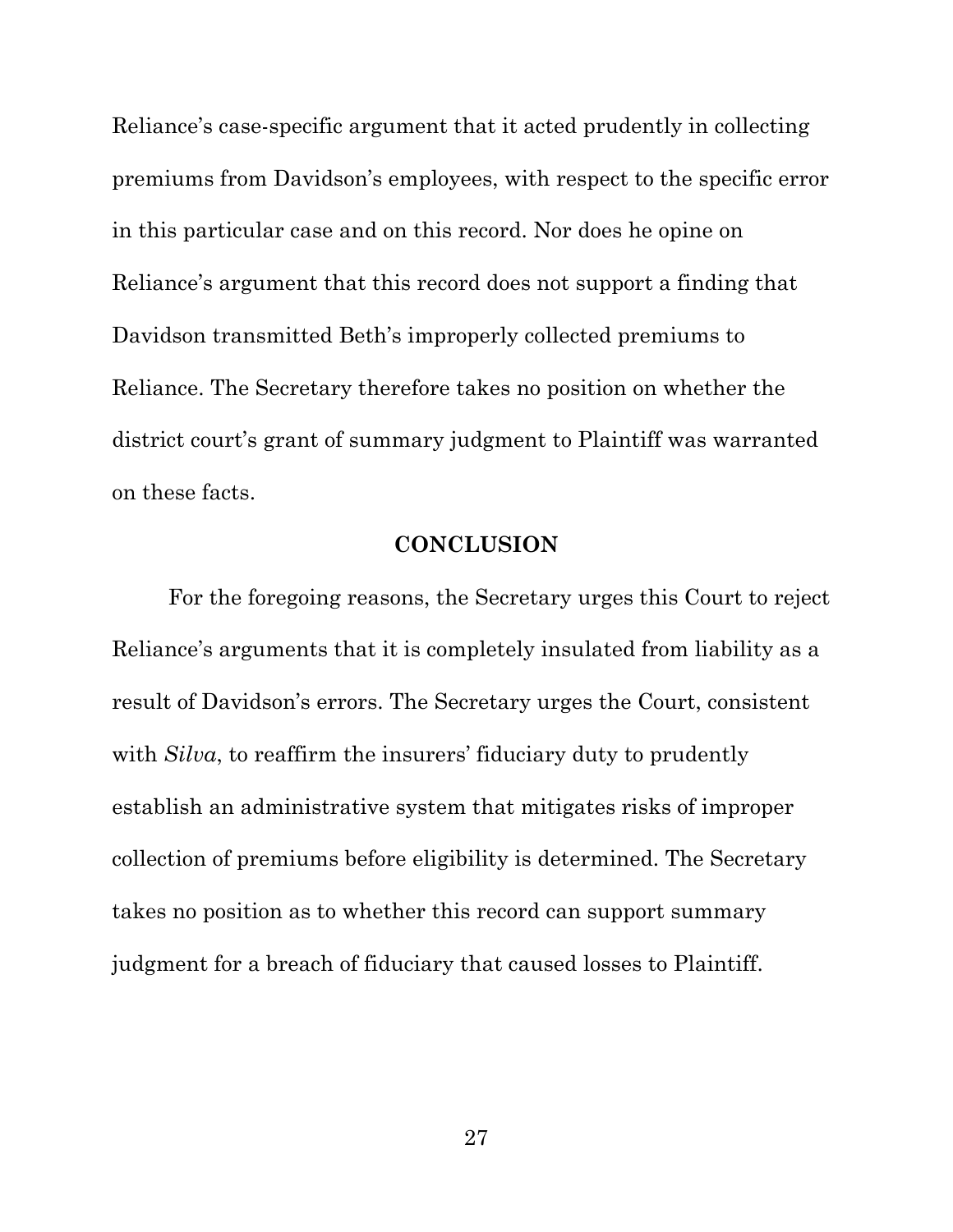Reliance's case-specific argument that it acted prudently in collecting premiums from Davidson's employees, with respect to the specific error in this particular case and on this record. Nor does he opine on Reliance's argument that this record does not support a finding that Davidson transmitted Beth's improperly collected premiums to Reliance. The Secretary therefore takes no position on whether the district court's grant of summary judgment to Plaintiff was warranted on these facts.

## CONCLUSION

For the foregoing reasons, the Secretary urges this Court to reject Reliance's arguments that it is completely insulated from liability as a result of Davidson's errors. The Secretary urges the Court, consistent with *Silva*, to reaffirm the insurers' fiduciary duty to prudently establish an administrative system that mitigates risks of improper collection of premiums before eligibility is determined. The Secretary takes no position as to whether this record can support summary judgment for a breach of fiduciary that caused losses to Plaintiff.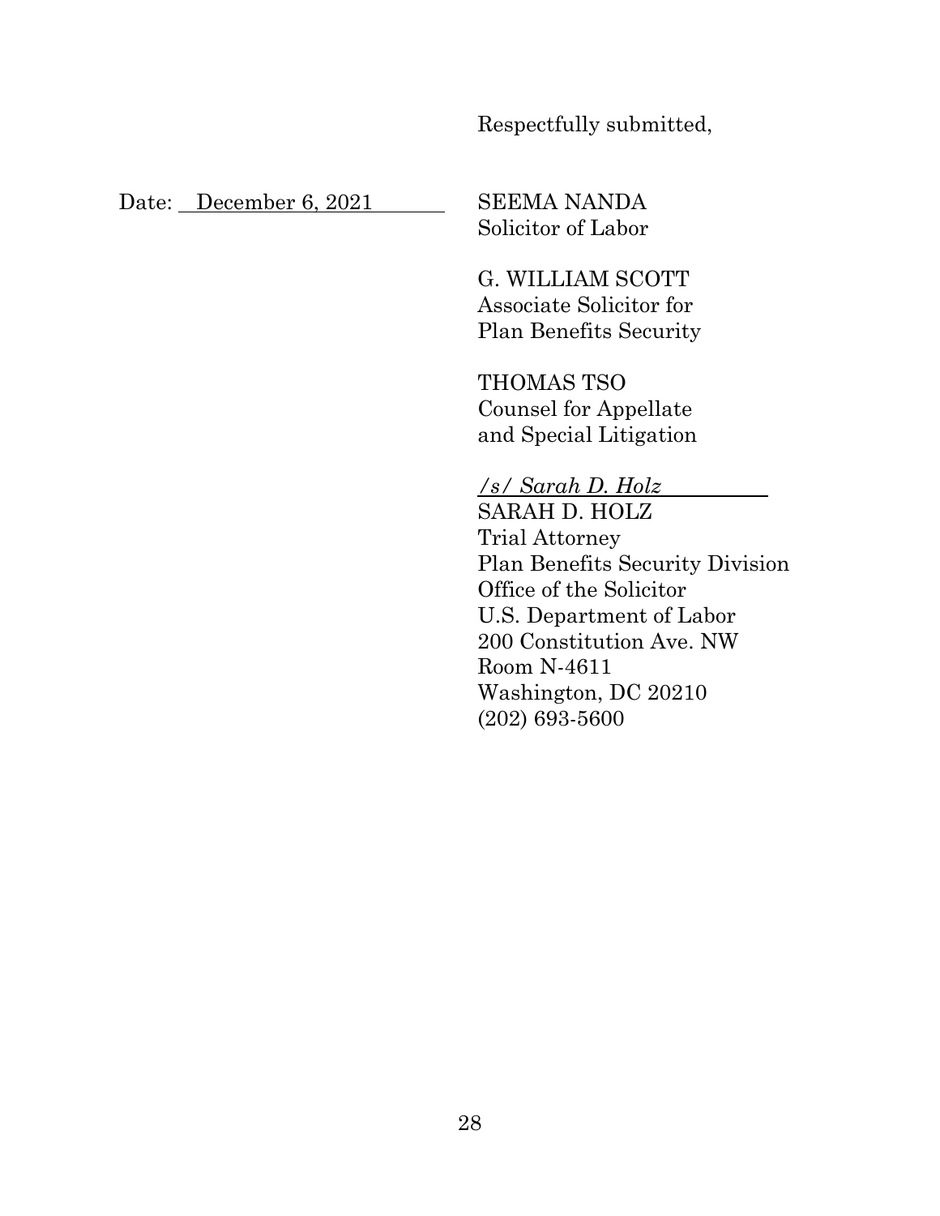Respectfully submitted,

Date: December 6, 2021

SEEMA NANDA
Solicitor of Labor

G. WILLIAM SCOTT
Associate Solicitor for
Plan Benefits Security

THOMAS TSO
Counsel for Appellate
and Special Litigation

*/s/ Sarah D. Holz*
SARAH D. HOLZ
Trial Attorney
Plan Benefits Security Division
Office of the Solicitor
U.S. Department of Labor
200 Constitution Ave. NW
Room N-4611
Washington, DC 20210
(202) 693-5600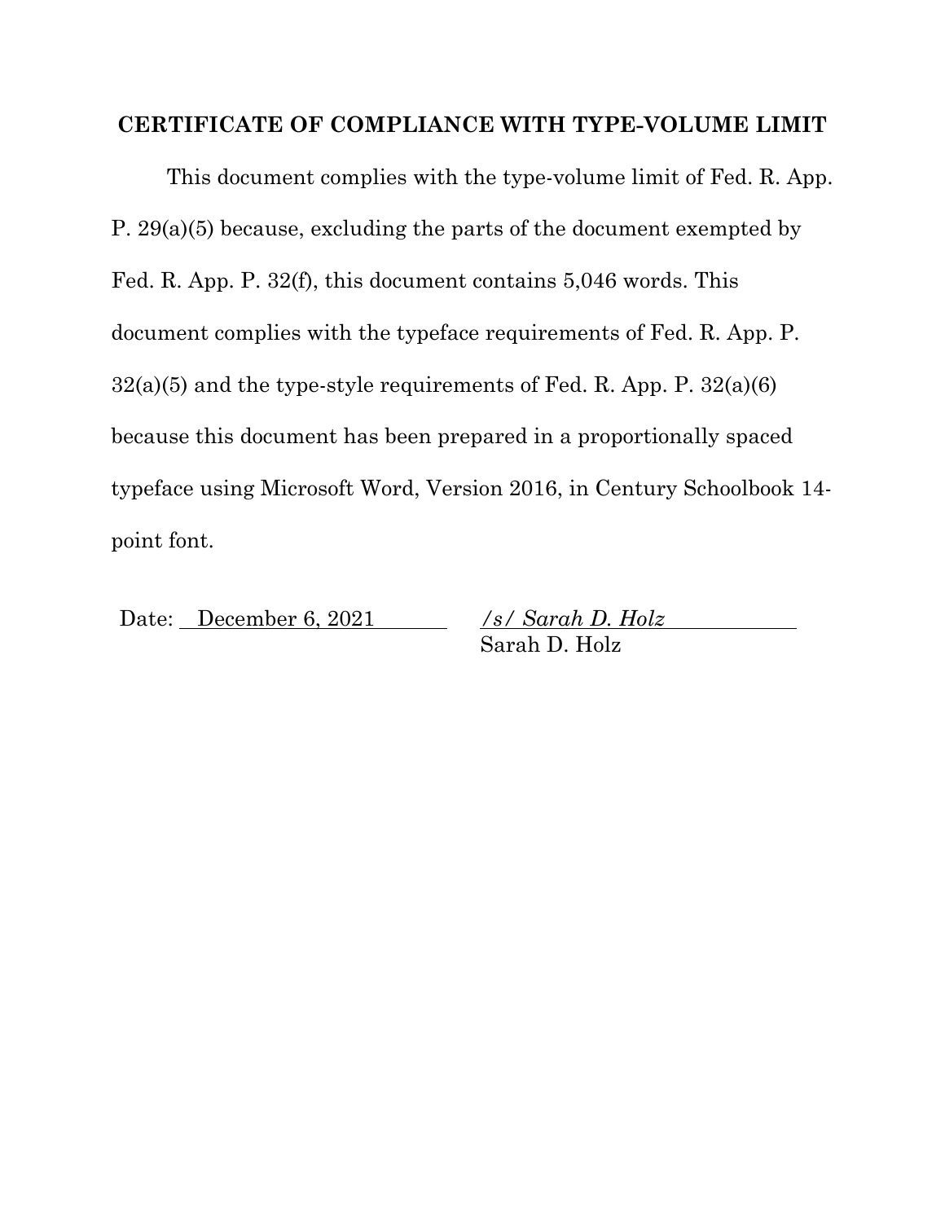## CERTIFICATE OF COMPLIANCE WITH TYPE-VOLUME LIMIT

This document complies with the type-volume limit of Fed. R. App. P. 29(a)(5) because, excluding the parts of the document exempted by Fed. R. App. P. 32(f), this document contains 5,046 words. This document complies with the typeface requirements of Fed. R. App. P. 32(a)(5) and the type-style requirements of Fed. R. App. P. 32(a)(6) because this document has been prepared in a proportionally spaced typeface using Microsoft Word, Version 2016, in Century Schoolbook 14-point font.

Date: December 6, 2021

*/s/ Sarah D. Holz*
Sarah D. Holz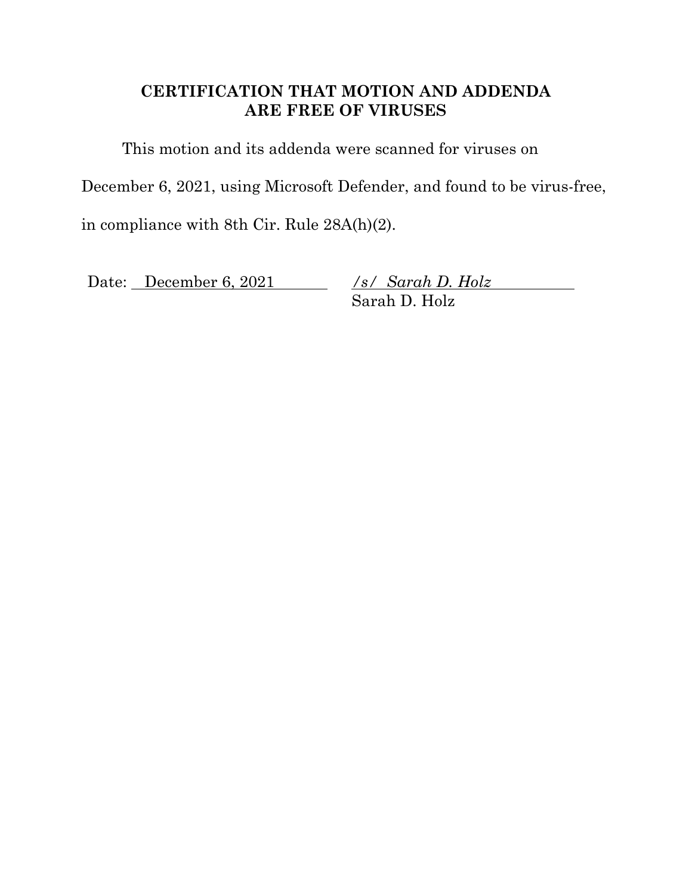## CERTIFICATION THAT MOTION AND ADDENDA ARE FREE OF VIRUSES

This motion and its addenda were scanned for viruses on December 6, 2021, using Microsoft Defender, and found to be virus-free, in compliance with 8th Cir. Rule 28A(h)(2).

Date: December 6, 2021

*/s/ Sarah D. Holz*
Sarah D. Holz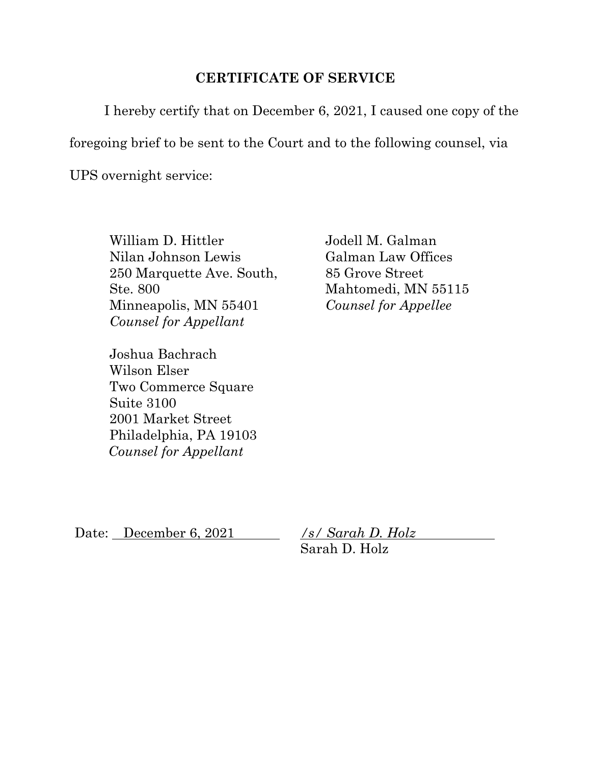## CERTIFICATE OF SERVICE

I hereby certify that on December 6, 2021, I caused one copy of the foregoing brief to be sent to the Court and to the following counsel, via UPS overnight service:

William D. Hittler
Nilan Johnson Lewis
250 Marquette Ave. South,
Ste. 800
Minneapolis, MN 55401
*Counsel for Appellant*

Joshua Bachrach
Wilson Elser
Two Commerce Square
Suite 3100
2001 Market Street
Philadelphia, PA 19103
*Counsel for Appellant*

Jodell M. Galman
Galman Law Offices
85 Grove Street
Mahtomedi, MN 55115
*Counsel for Appellee*

Date: December 6, 2021

*/s/ Sarah D. Holz*
Sarah D. Holz